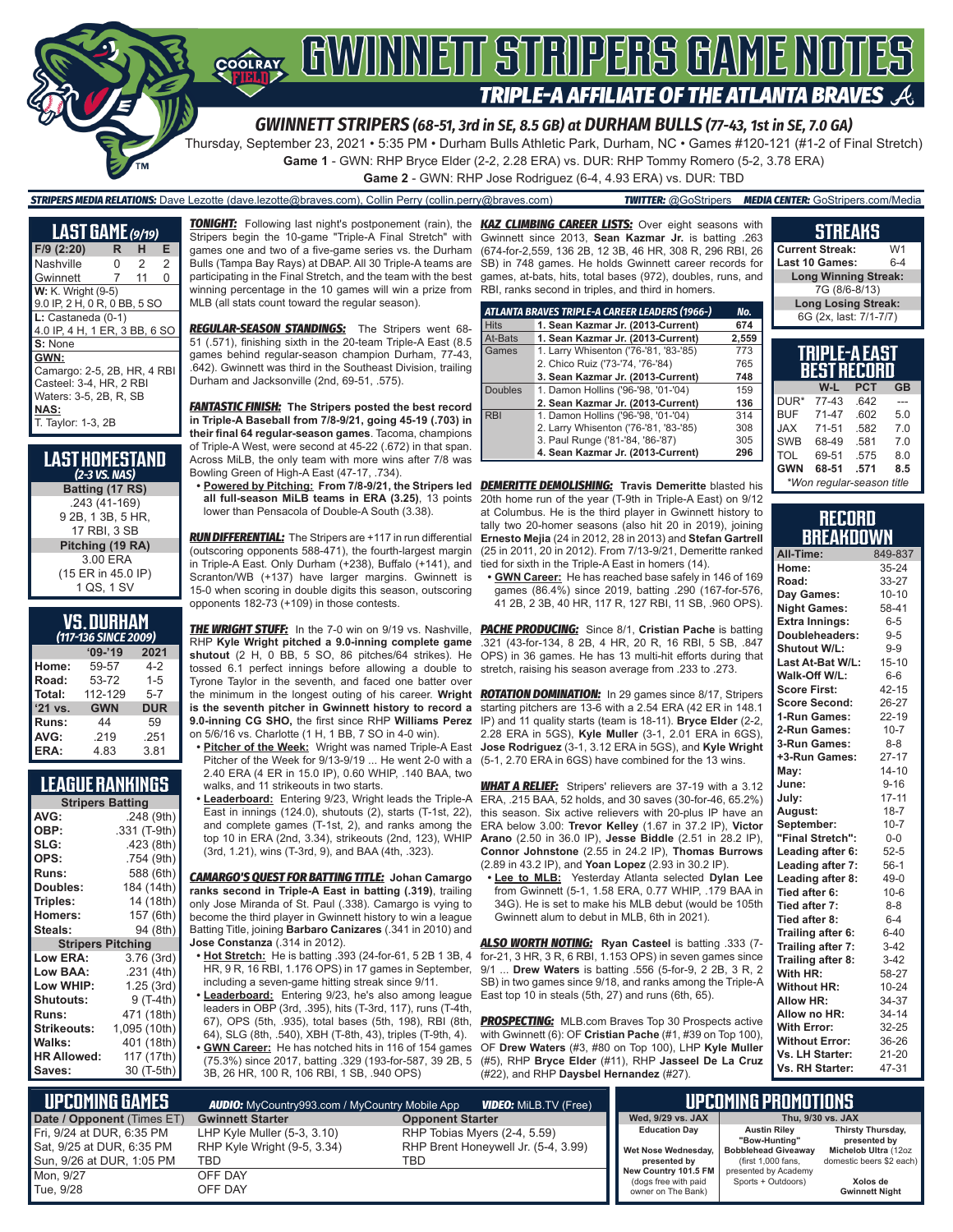# GWINNETT STRIPERS GAME NOTES

## TRIPLE-A AFFILIATE OF THE ATLANTA BRAVES

### GWINNETT STRIPERS (68-51, 3rd in SE, 8.5 GB) at DURHAM BULLS (77-43, 1st in SE, 7.0 GA)

Thursday, September 23, 2021 • 5:35 PM • Durham Bulls Athletic Park, Durham, NC • Games #120-121 (#1-2 of Final Stretch)

**Game 1** - GWN: RHP Bryce Elder (2-2, 2.28 ERA) vs. DUR: RHP Tommy Romero (5-2, 3.78 ERA)

**Game 2** - GWN: RHP Jose Rodriguez (6-4, 4.93 ERA) vs. DUR: TBD

***STRIPERS MEDIA RELATIONS:*** Dave Lezotte (dave.lezotte@braves.com), Collin Perry (collin.perry@braves.com) ***TWITTER:*** @GoStripers ***MEDIA CENTER:*** GoStripers.com/Media

## LAST GAME (9/19)

| F/9 (2:20) | R | H | E |
|---|---|---|---|
| Nashville | 0 | 2 | 2 |
| Gwinnett | 7 | 11 | 0 |

**W:** K. Wright (9-5)
9.0 IP, 2 H, 0 R, 0 BB, 5 SO

**L:** Castaneda (0-1)
4.0 IP, 4 H, 1 ER, 3 BB, 6 SO

**S:** None

**GWN:**
Camargo: 2-5, 2B, HR, 4 RBI
Casteel: 3-4, HR, 2 RBI
Waters: 3-5, 2B, R, SB

**NAS:**
T. Taylor: 1-3, 2B

## LAST HOMESTAND (2-3 vs. NAS)

**Batting (17 RS)**
.243 (41-169)
9 2B, 1 3B, 5 HR,
17 RBI, 3 SB

**Pitching (19 RA)**
3.00 ERA
(15 ER in 45.0 IP)
1 QS, 1 SV

## VS. DURHAM (117-136 SINCE 2009)

| | '09-'19 | 2021 |
|---|---|---|
| Home: | 59-57 | 4-2 |
| Road: | 53-72 | 1-5 |
| Total: | 112-129 | 5-7 |
| '21 vs. | GWN | DUR |
| Runs: | 44 | 59 |
| AVG: | .219 | .251 |
| ERA: | 4.83 | 3.81 |

## LEAGUE RANKINGS

| Stripers Batting | |
|---|---|
| AVG: | .248 (9th) |
| OBP: | .331 (T-9th) |
| SLG: | .423 (8th) |
| OPS: | .754 (9th) |
| Runs: | 588 (6th) |
| Doubles: | 184 (14th) |
| Triples: | 14 (18th) |
| Homers: | 157 (6th) |
| Steals: | 94 (8th) |
| **Stripers Pitching** | |
| Low ERA: | 3.76 (3rd) |
| Low BAA: | .231 (4th) |
| Low WHIP: | 1.25 (3rd) |
| Shutouts: | 9 (T-4th) |
| Runs: | 471 (18th) |
| Strikeouts: | 1,095 (10th) |
| Walks: | 401 (18th) |
| HR Allowed: | 117 (17th) |
| Saves: | 30 (T-5th) |

***TONIGHT:*** Following last night's postponement (rain), the Stripers begin the 10-game "Triple-A Final Stretch" with games one and two of a five-game series vs. the Durham Bulls (Tampa Bay Rays) at DBAP. All 30 Triple-A teams are participating in the Final Stretch, and the team with the best winning percentage in the 10 games will win a prize from MLB (all stats count toward the regular season).

***REGULAR-SEASON STANDINGS:*** The Stripers went 68-51 (.571), finishing sixth in the 20-team Triple-A East (8.5 games behind regular-season champion Durham, 77-43, .642). Gwinnett was third in the Southeast Division, trailing Durham and Jacksonville (2nd, 69-51, .575).

***FANTASTIC FINISH:*** **The Stripers posted the best record in Triple-A Baseball from 7/8-9/21, going 45-19 (.703) in their final 64 regular-season games**. Tacoma, champions of Triple-A West, were second at 45-22 (.672) in that span. Across MiLB, the only team with more wins after 7/8 was Bowling Green of High-A East (47-17, .734).

- **Powered by Pitching:** **From 7/8-9/21, the Stripers led all full-season MiLB teams in ERA (3.25)**, 13 points lower than Pensacola of Double-A South (3.38).

***RUN DIFFERENTIAL:*** The Stripers are +117 in run differential (outscoring opponents 588-471), the fourth-largest margin in Triple-A East. Only Durham (+238), Buffalo (+141), and Scranton/WB (+137) have larger margins. Gwinnett is 15-0 when scoring in double digits this season, outscoring opponents 182-73 (+109) in those contests.

***THE WRIGHT STUFF:*** In the 7-0 win on 9/19 vs. Nashville, RHP **Kyle Wright pitched a 9.0-inning complete game shutout** (2 H, 0 BB, 5 SO, 86 pitches/64 strikes). He tossed 6.1 perfect innings before allowing a double to Tyrone Taylor in the seventh, and faced one batter over the minimum in the longest outing of his career. **Wright is the seventh pitcher in Gwinnett history to record a 9.0-inning CG SHO,** the first since RHP **Williams Perez** on 5/6/16 vs. Charlotte (1 H, 1 BB, 7 SO in 4-0 win).

- **Pitcher of the Week:** Wright was named Triple-A East Pitcher of the Week for 9/13-9/19 ... He went 2-0 with a 2.40 ERA (4 ER in 15.0 IP), 0.60 WHIP, .140 BAA, two walks, and 11 strikeouts in two starts.
- **Leaderboard:** Entering 9/23, Wright leads the Triple-A East in innings (124.0), shutouts (2), starts (T-1st, 22), and complete games (T-1st, 2), and ranks among the top 10 in ERA (2nd, 3.34), strikeouts (2nd, 123), WHIP (3rd, 1.21), wins (T-3rd, 9), and BAA (4th, .323).

***CAMARGO'S QUEST FOR BATTING TITLE:*** **Johan Camargo ranks second in Triple-A East in batting (.319)**, trailing only Jose Miranda of St. Paul (.338). Camargo is vying to become the third player in Gwinnett history to win a league Batting Title, joining **Barbaro Canizares** (.341 in 2010) and **Jose Constanza** (.314 in 2012).

- **Hot Stretch:** He is batting .393 (24-for-61, 5 2B 1 3B, 4 HR, 9 R, 16 RBI, 1.176 OPS) in 17 games in September, including a seven-game hitting streak since 9/11.
- **Leaderboard:** Entering 9/23, he's also among league leaders in OBP (3rd, .395), hits (T-3rd, 117), runs (T-4th, 67), OPS (5th, .935), total bases (5th, 198), RBI (8th, 64), SLG (8th, .540), XBH (T-8th, 43), triples (T-9th, 4).
- **GWN Career:** He has notched hits in 116 of 154 games (75.3%) since 2017, batting .329 (193-for-587, 39 2B, 5 3B, 26 HR, 106 RBI, 1 SB, .940 OPS)

***KAZ CLIMBING CAREER LISTS:*** Over eight seasons with Gwinnett since 2013, **Sean Kazmar Jr.** is batting .263 (674-for-2,559, 136 2B, 12 3B, 46 HR, 308 R, 296 RBI, 26 SB) in 748 games. He holds Gwinnett career records for games, at-bats, hits, total bases (972), doubles, runs, and RBI, ranks second in triples, and third in homers.

| ATLANTA BRAVES TRIPLE-A CAREER LEADERS (1966-) | | No. |
|---|---|---|
| Hits | **1. Sean Kazmar Jr. (2013-Current)** | **674** |
| At-Bats | **1. Sean Kazmar Jr. (2013-Current)** | **2,559** |
| Games | 1. Larry Whisenton ('76-'81, '83-'85) | 773 |
| | 2. Chico Ruiz ('73-'74, '76-'84) | 765 |
| | **3. Sean Kazmar Jr. (2013-Current)** | **748** |
| Doubles | 1. Damon Hollins ('96-'98, '01-'04) | 159 |
| | **2. Sean Kazmar Jr. (2013-Current)** | **136** |
| RBI | 1. Damon Hollins ('96-'98, '01-'04) | 314 |
| | 2. Larry Whisenton ('76-'81, '83-'85) | 308 |
| | 3. Paul Runge ('81-'84, '86-'87) | 305 |
| | **4. Sean Kazmar Jr. (2013-Current)** | **296** |

***DEMERITTE DEMOLISHING:*** **Travis Demeritte** blasted his 20th home run of the year (T-9th in Triple-A East) on 9/12 at Columbus. He is the third player in Gwinnett history to tally two 20-homer seasons (also hit 20 in 2019), joining **Ernesto Mejia** (24 in 2012, 28 in 2013) and **Stefan Gartrell** (25 in 2011, 20 in 2012). From 7/13-9/21, Demeritte ranked tied for sixth in the Triple-A East in homers (14).

- **GWN Career:** He has reached base safely in 146 of 169 games (86.4%) since 2019, batting .290 (167-for-576, 41 2B, 2 3B, 40 HR, 117 R, 127 RBI, 11 SB, .960 OPS).

***PACHE PRODUCING:*** Since 8/1, **Cristian Pache** is batting .321 (43-for-134, 8 2B, 4 HR, 20 R, 16 RBI, 5 SB, .847 OPS) in 36 games. He has 13 multi-hit efforts during that stretch, raising his season average from .233 to .273.

***ROTATION DOMINATION:*** In 29 games since 8/17, Stripers starting pitchers are 13-6 with a 2.54 ERA (42 ER in 148.1 IP) and 11 quality starts (team is 18-11). **Bryce Elder** (2-2, 2.28 ERA in 5GS), **Kyle Muller** (3-1, 2.01 ERA in 6GS), **Jose Rodriguez** (3-1, 3.12 ERA in 5GS), and **Kyle Wright** (5-1, 2.70 ERA in 6GS) have combined for the 13 wins.

***WHAT A RELIEF:*** Stripers' relievers are 37-19 with a 3.12 ERA, .215 BAA, 52 holds, and 30 saves (30-for-46, 65.2%) this season. Six active relievers with 20-plus IP have an ERA below 3.00: **Trevor Kelley** (1.67 in 37.2 IP), **Victor Arano** (2.50 in 36.0 IP), **Jesse Biddle** (2.51 in 28.2 IP), **Connor Johnstone** (2.55 in 24.2 IP), **Thomas Burrows** (2.89 in 43.2 IP), and **Yoan Lopez** (2.93 in 30.2 IP).

- **Lee to MLB:** Yesterday Atlanta selected **Dylan Lee** from Gwinnett (5-1, 1.58 ERA, 0.77 WHIP, .179 BAA in 34G). He is set to make his MLB debut (would be 105th Gwinnett alum to debut in MLB, 6th in 2021).

***ALSO WORTH NOTING:*** **Ryan Casteel** is batting .333 (7-for-21, 3 HR, 3 R, 6 RBI, 1.153 OPS) in seven games since 9/1 ... **Drew Waters** is batting .556 (5-for-9, 2 2B, 3 R, 2 SB) in two games since 9/18, and ranks among the Triple-A East top 10 in steals (5th, 27) and runs (6th, 65).

***PROSPECTING:*** MLB.com Braves Top 30 Prospects active with Gwinnett (6): OF **Cristian Pache** (#1, #39 on Top 100), OF **Drew Waters** (#3, #80 on Top 100), LHP **Kyle Muller** (#5), RHP **Bryce Elder** (#11), RHP **Jasseel De La Cruz** (#22), and RHP **Daysbel Hernandez** (#27).

## STREAKS

| | |
|---|---|
| Current Streak: | W1 |
| Last 10 Games: | 6-4 |
| **Long Winning Streak:** | |
| 7G (8/6-8/13) | |
| **Long Losing Streak:** | |
| 6G (2x, last: 7/1-7/7) | |

## TRIPLE-A EAST BEST RECORD

| | W-L | PCT | GB |
|---|---|---|---|
| DUR* | 77-43 | .642 | --- |
| BUF | 71-47 | .602 | 5.0 |
| JAX | 71-51 | .582 | 7.0 |
| SWB | 68-49 | .581 | 7.0 |
| TOL | 69-51 | .575 | 8.0 |
| **GWN** | **68-51** | **.571** | **8.5** |

*Won regular-season title

## RECORD BREAKDOWN

| | |
|---|---|
| All-Time: | 849-837 |
| Home: | 35-24 |
| Road: | 33-27 |
| Day Games: | 10-10 |
| Night Games: | 58-41 |
| Extra Innings: | 6-5 |
| Doubleheaders: | 9-5 |
| Shutout W/L: | 9-9 |
| Last At-Bat W/L: | 15-10 |
| Walk-Off W/L: | 6-6 |
| Score First: | 42-15 |
| Score Second: | 26-27 |
| 1-Run Games: | 22-19 |
| 2-Run Games: | 10-7 |
| 3-Run Games: | 8-8 |
| +3-Run Games: | 27-17 |
| May: | 14-10 |
| June: | 9-16 |
| July: | 17-11 |
| August: | 18-7 |
| September: | 10-7 |
| "Final Stretch": | 0-0 |
| Leading after 6: | 52-5 |
| Leading after 7: | 56-1 |
| Leading after 8: | 49-0 |
| Tied after 6: | 10-6 |
| Tied after 7: | 8-8 |
| Tied after 8: | 6-4 |
| Trailing after 6: | 6-40 |
| Trailing after 7: | 3-42 |
| Trailing after 8: | 3-42 |
| With HR: | 58-27 |
| Without HR: | 10-24 |
| Allow HR: | 34-37 |
| Allow no HR: | 34-14 |
| With Error: | 32-25 |
| Without Error: | 36-26 |
| Vs. LH Starter: | 21-20 |
| Vs. RH Starter: | 47-31 |

## UPCOMING GAMES

***AUDIO:*** MyCountry993.com / MyCountry Mobile App ***VIDEO:*** MiLB.TV (Free)

| Date / Opponent (Times ET) | Gwinnett Starter | Opponent Starter |
|---|---|---|
| Fri, 9/24 at DUR, 6:35 PM | LHP Kyle Muller (5-3, 3.10) | RHP Tobias Myers (2-4, 5.59) |
| Sat, 9/25 at DUR, 6:35 PM | RHP Kyle Wright (9-5, 3.34) | RHP Brent Honeywell Jr. (5-4, 3.99) |
| Sun, 9/26 at DUR, 1:05 PM | TBD | TBD |
| Mon, 9/27 | OFF DAY | |
| Tue, 9/28 | OFF DAY | |

## UPCOMING PROMOTIONS

| Wed, 9/29 vs. JAX | Thu, 9/30 vs. JAX | |
|---|---|---|
| Education Day<br><br>Wet Nose Wednesday, presented by New Country 101.5 FM (dogs free with paid owner on The Bank) | Austin Riley "Bow-Hunting" Bobblehead Giveaway (first 1,000 fans, presented by Academy Sports + Outdoors) | Thirsty Thursday, presented by Michelob Ultra (12oz domestic beers $2 each)<br><br>Xolos de Gwinnett Night |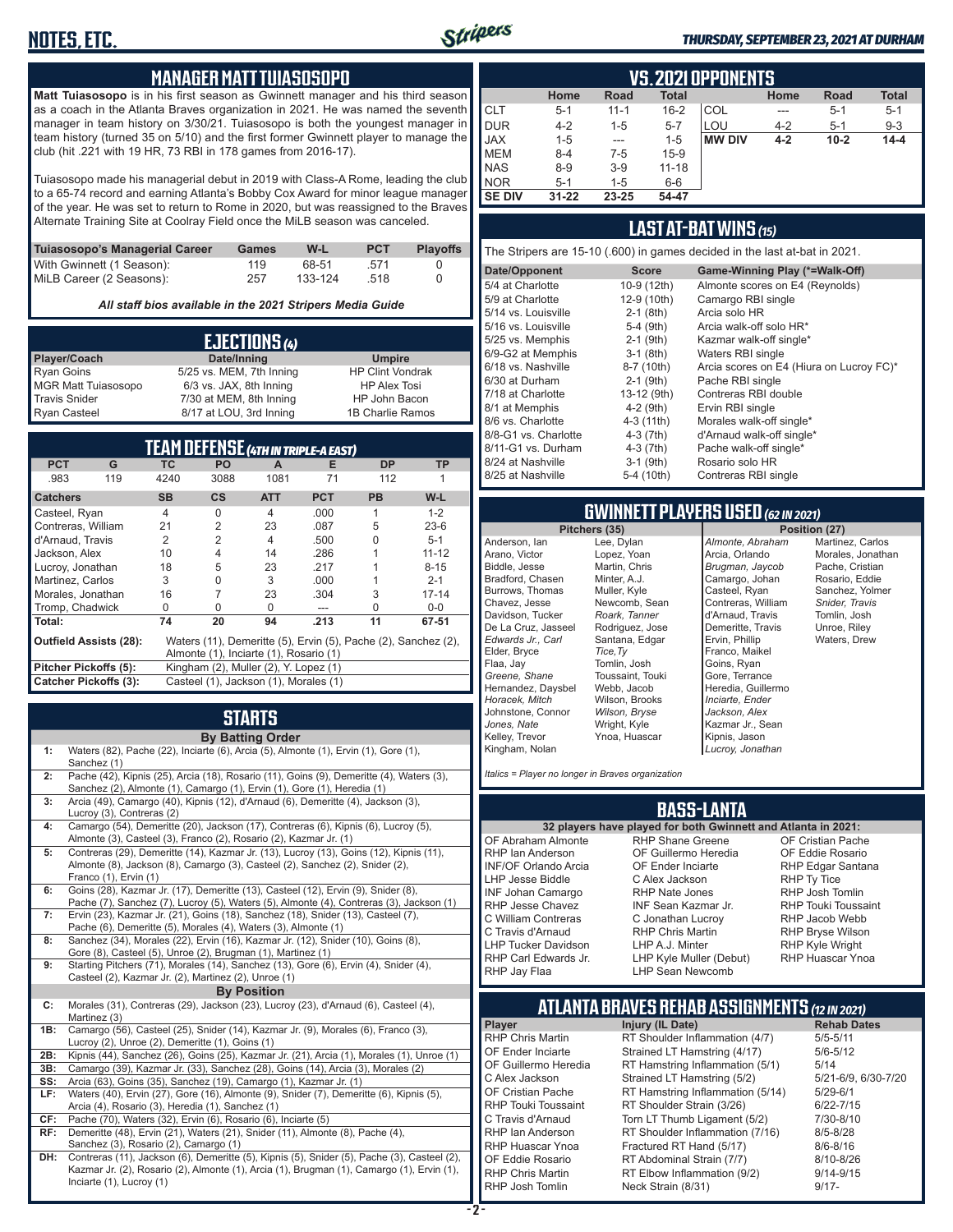## MANAGER MATT TUIASOSOPO

**Matt Tuiasosopo** is in his first season as Gwinnett manager and his third season as a coach in the Atlanta Braves organization in 2021. He was named the seventh manager in team history on 3/30/21. Tuiasosopo is both the youngest manager in team history (turned 35 on 5/10) and the first former Gwinnett player to manage the club (hit .221 with 19 HR, 73 RBI in 178 games from 2016-17).

Tuiasosopo made his managerial debut in 2019 with Class-A Rome, leading the club to a 65-74 record and earning Atlanta's Bobby Cox Award for minor league manager of the year. He was set to return to Rome in 2020, but was reassigned to the Braves Alternate Training Site at Coolray Field once the MiLB season was canceled.

| Tuiasosopo's Managerial Career | Games | W-L | PCT | Playoffs |
|---|---|---|---|---|
| With Gwinnett (1 Season): | 119 | 68-51 | .571 | 0 |
| MiLB Career (2 Seasons): | 257 | 133-124 | .518 | 0 |

*All staff bios available in the 2021 Stripers Media Guide*

## EJECTIONS (4)

| Player/Coach | Date/Inning | Umpire |
|---|---|---|
| Ryan Goins | 5/25 vs. MEM, 7th Inning | HP Clint Vondrak |
| MGR Matt Tuiasosopo | 6/3 vs. JAX, 8th Inning | HP Alex Tosi |
| Travis Snider | 7/30 at MEM, 8th Inning | HP John Bacon |
| Ryan Casteel | 8/17 at LOU, 3rd Inning | 1B Charlie Ramos |

## TEAM DEFENSE (4TH IN TRIPLE-A EAST)

| PCT | G | TC | PO | A | E | DP | TP |
|---|---|---|---|---|---|---|---|
| .983 | 119 | 4240 | 3088 | 1081 | 71 | 112 | 1 |

| Catchers | SB | CS | ATT | PCT | PB | W-L |
|---|---|---|---|---|---|---|
| Casteel, Ryan | 4 | 0 | 4 | .000 | 1 | 1-2 |
| Contreras, William | 21 | 2 | 23 | .087 | 5 | 23-6 |
| d'Arnaud, Travis | 2 | 2 | 4 | .500 | 0 | 5-1 |
| Jackson, Alex | 10 | 4 | 14 | .286 | 1 | 11-12 |
| Lucroy, Jonathan | 18 | 5 | 23 | .217 | 1 | 8-15 |
| Martinez, Carlos | 3 | 0 | 3 | .000 | 1 | 2-1 |
| Morales, Jonathan | 16 | 7 | 23 | .304 | 3 | 17-14 |
| Tromp, Chadwick | 0 | 0 | 0 | --- | 0 | 0-0 |
| **Total:** | 74 | 20 | 94 | .213 | 11 | 67-51 |

**Outfield Assists (28):** Waters (11), Demeritte (5), Ervin (5), Pache (2), Sanchez (2), Almonte (1), Inciarte (1), Rosario (1)

**Pitcher Pickoffs (5):** Kingham (2), Muller (2), Y. Lopez (1)

**Catcher Pickoffs (3):** Casteel (1), Jackson (1), Morales (1)

## STARTS

**By Batting Order**

| | |
|---|---|
| 1: | Waters (82), Pache (22), Inciarte (6), Arcia (5), Almonte (1), Ervin (1), Gore (1), Sanchez (1) |
| 2: | Pache (42), Kipnis (25), Arcia (18), Rosario (11), Goins (9), Demeritte (4), Waters (3), Sanchez (2), Almonte (1), Camargo (1), Ervin (1), Gore (1), Heredia (1) |
| 3: | Arcia (49), Camargo (40), Kipnis (12), d'Arnaud (6), Demeritte (4), Jackson (3), Lucroy (3), Contreras (2) |
| 4: | Camargo (54), Demeritte (20), Jackson (17), Contreras (6), Kipnis (6), Lucroy (5), Almonte (3), Casteel (3), Franco (2), Rosario (2), Kazmar Jr. (1) |
| 5: | Contreras (29), Demeritte (14), Kazmar Jr. (13), Lucroy (13), Goins (12), Kipnis (11), Almonte (8), Jackson (8), Camargo (3), Casteel (3), Sanchez (2), Snider (2), Franco (1), Ervin (1) |
| 6: | Goins (28), Kazmar Jr. (17), Demeritte (13), Casteel (12), Ervin (9), Snider (8), Pache (7), Sanchez (7), Lucroy (6), Waters (5), Almonte (4), Contreras (3), Jackson (1) |
| 7: | Ervin (23), Kazmar Jr. (21), Goins (18), Sanchez (18), Snider (13), Casteel (7), Pache (6), Demeritte (5), Morales (4), Waters (3), Almonte (1) |
| 8: | Sanchez (34), Morales (22), Ervin (16), Kazmar Jr. (12), Snider (10), Goins (8), Gore (8), Casteel (5), Unroe (2), Brugman (1), Martinez (1) |
| 9: | Starting Pitchers (71), Morales (14), Sanchez (13), Gore (6), Ervin (4), Snider (4), Casteel (2), Kazmar Jr. (2), Martinez (2), Unroe (1) |

**By Position**

| | |
|---|---|
| C: | Morales (31), Contreras (29), Jackson (23), Lucroy (23), d'Arnaud (6), Casteel (4), Martinez (3) |
| 1B: | Camargo (56), Casteel (25), Snider (14), Kazmar Jr. (9), Morales (6), Franco (3), Lucroy (2), Unroe (2), Demeritte (1), Goins (1) |
| 2B: | Kipnis (44), Sanchez (26), Goins (25), Kazmar Jr. (21), Arcia (1), Morales (1), Unroe (1) |
| 3B: | Camargo (39), Kazmar Jr. (33), Sanchez (28), Goins (14), Arcia (3), Morales (2) |
| SS: | Arcia (63), Goins (35), Sanchez (19), Camargo (1), Kazmar Jr. (1) |
| LF: | Waters (40), Ervin (27), Gore (16), Almonte (9), Snider (7), Demeritte (6), Kipnis (5), Arcia (4), Rosario (3), Heredia (1), Sanchez (1) |
| CF: | Pache (70), Waters (32), Ervin (6), Rosario (6), Inciarte (5) |
| RF: | Demeritte (48), Ervin (21), Waters (21), Snider (11), Almonte (8), Pache (4), Sanchez (3), Rosario (2), Camargo (1) |
| DH: | Contreras (11), Jackson (6), Demeritte (5), Kipnis (5), Snider (5), Pache (3), Casteel (2), Kazmar Jr. (2), Rosario (2), Almonte (1), Arcia (1), Brugman (1), Camargo (1), Ervin (1), Inciarte (1), Lucroy (1) |

## VS. 2021 OPPONENTS

| | Home | Road | Total | | Home | Road | Total |
|---|---|---|---|---|---|---|---|
| CLT | 5-1 | 11-1 | 16-2 | COL | --- | 5-1 | 5-1 |
| DUR | 4-2 | 1-5 | 5-7 | LOU | 4-2 | 5-1 | 9-3 |
| JAX | 1-5 | --- | 1-5 | **MW DIV** | **4-2** | **10-2** | **14-4** |
| MEM | 8-4 | 7-5 | 15-9 | | | | |
| NAS | 8-9 | 3-9 | 11-18 | | | | |
| NOR | 5-1 | 1-5 | 6-6 | | | | |
| **SE DIV** | **31-22** | **23-25** | **54-47** | | | | |

## LAST AT-BAT WINS (15)

The Stripers are 15-10 (.600) in games decided in the last at-bat in 2021.

| Date/Opponent | Score | Game-Winning Play (*=Walk-Off) |
|---|---|---|
| 5/4 at Charlotte | 10-9 (12th) | Almonte scores on E4 (Reynolds) |
| 5/9 at Charlotte | 12-9 (10th) | Camargo RBI single |
| 5/14 vs. Louisville | 2-1 (8th) | Arcia solo HR |
| 5/16 vs. Louisville | 5-4 (9th) | Arcia walk-off solo HR* |
| 5/25 vs. Memphis | 2-1 (9th) | Kazmar walk-off single* |
| 6/9-G2 at Memphis | 3-1 (8th) | Waters RBI single |
| 6/18 vs. Nashville | 8-7 (10th) | Arcia scores on E4 (Hiura on Lucroy FC)* |
| 6/30 at Durham | 2-1 (9th) | Pache RBI single |
| 7/18 at Charlotte | 13-12 (9th) | Contreras RBI double |
| 8/1 at Memphis | 4-2 (9th) | Ervin RBI single |
| 8/6 vs. Charlotte | 4-3 (11th) | Morales walk-off single* |
| 8/8-G1 vs. Charlotte | 4-3 (7th) | d'Arnaud walk-off single* |
| 8/11-G1 vs. Durham | 4-3 (7th) | Pache walk-off single* |
| 8/24 at Nashville | 3-1 (9th) | Rosario solo HR |
| 8/25 at Nashville | 5-4 (10th) | Contreras RBI single |

## GWINNETT PLAYERS USED (62 IN 2021)

**Pitchers (35)**

Anderson, Ian; Arano, Victor; Biddle, Jesse; Bradford, Chasen; Burrows, Thomas; Chavez, Jesse; Davidson, Tucker; De La Cruz, Jasseel; *Edwards Jr., Carl*; Elder, Bryce; Flaa, Jay; *Greene, Shane*; Hernandez, Daysbel; *Horacek, Mitch*; Johnstone, Connor; *Jones, Nate*; Kelley, Trevor; Kingham, Nolan; Lee, Dylan; Lopez, Yoan; Martin, Chris; Minter, A.J.; Muller, Kyle; Newcomb, Sean; *Roark, Tanner*; Rodriguez, Jose; Santana, Edgar; *Tice, Ty*; Tomlin, Josh; Toussaint, Touki; Webb, Jacob; Wilson, Brooks; *Wilson, Bryse*; Wright, Kyle; Ynoa, Huascar

**Position (27)**

*Almonte, Abraham*; Arcia, Orlando; *Brugman, Jaycob*; Camargo, Johan; Casteel, Ryan; Contreras, William; d'Arnaud, Travis; Demeritte, Travis; Ervin, Phillip; Franco, Maikel; Goins, Ryan; Gore, Terrance; Heredia, Guillermo; *Inciarte, Ender*; *Jackson, Alex*; Kazmar Jr., Sean; Kipnis, Jason; *Lucroy, Jonathan*; Martinez, Carlos; Morales, Jonathan; Pache, Cristian; Rosario, Eddie; Sanchez, Yolmer; *Snider, Travis*; Tomlin, Josh; Unroe, Riley; Waters, Drew

*Italics = Player no longer in Braves organization*

## BASS-LANTA

**32 players have played for both Gwinnett and Atlanta in 2021:**

OF Abraham Almonte, RHP Ian Anderson, INF/OF Orlando Arcia, LHP Jesse Biddle, INF Johan Camargo, RHP Jesse Chavez, C William Contreras, C Travis d'Arnaud, LHP Tucker Davidson, RHP Carl Edwards Jr., RHP Jay Flaa, RHP Shane Greene, OF Guillermo Heredia, OF Ender Inciarte, C Alex Jackson, RHP Nate Jones, INF Sean Kazmar Jr., C Jonathan Lucroy, RHP Chris Martin, LHP A.J. Minter, LHP Kyle Muller (Debut), LHP Sean Newcomb, OF Cristian Pache, OF Eddie Rosario, RHP Edgar Santana, RHP Ty Tice, RHP Josh Tomlin, RHP Touki Toussaint, RHP Jacob Webb, RHP Bryse Wilson, RHP Kyle Wright, RHP Huascar Ynoa

## ATLANTA BRAVES REHAB ASSIGNMENTS (12 IN 2021)

| Player | Injury (IL Date) | Rehab Dates |
|---|---|---|
| RHP Chris Martin | RT Shoulder Inflammation (4/7) | 5/5-5/11 |
| OF Ender Inciarte | Strained LT Hamstring (4/17) | 5/6-5/12 |
| OF Guillermo Heredia | RT Hamstring Inflammation (5/1) | 5/14 |
| C Alex Jackson | Strained LT Hamstring (5/2) | 5/21-6/9, 6/30-7/20 |
| OF Cristian Pache | RT Hamstring Inflammation (5/14) | 5/29-6/1 |
| RHP Touki Toussaint | RT Shoulder Strain (3/26) | 6/22-7/15 |
| C Travis d'Arnaud | Torn LT Thumb Ligament (5/2) | 7/30-8/10 |
| RHP Ian Anderson | RT Shoulder Inflammation (7/16) | 8/5-8/28 |
| RHP Huascar Ynoa | Fractured RT Hand (5/17) | 8/6-8/16 |
| OF Eddie Rosario | RT Abdominal Strain (7/7) | 8/10-8/26 |
| RHP Chris Martin | RT Elbow Inflammation (9/2) | 9/14-9/15 |
| RHP Josh Tomlin | Neck Strain (8/31) | 9/17- |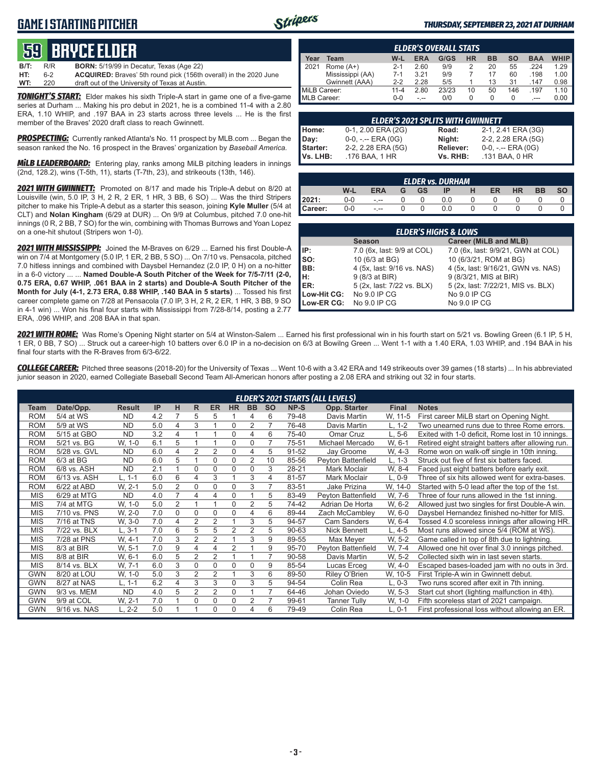# GAME I STARTING PITCHER

*THURSDAY, SEPTEMBER 23, 2021 AT DURHAM*

## 59 BRYCE ELDER

**B/T:** R/R **BORN:** 5/19/99 in Decatur, Texas (Age 22)
**HT:** 6-2 **ACQUIRED:** Braves' 5th round pick (156th overall) in the 2020 June
**WT:** 220 draft out of the University of Texas at Austin.

***TONIGHT'S START:*** Elder makes his sixth Triple-A start in game one of a five-game series at Durham ... Making his pro debut in 2021, he is a combined 11-4 with a 2.80 ERA, 1.10 WHIP, and .197 BAA in 23 starts across three levels ... He is the first member of the Braves' 2020 draft class to reach Gwinnett.

***PROSPECTING:*** Currently ranked Atlanta's No. 11 prospect by MLB.com ... Began the season ranked the No. 16 prospect in the Braves' organization by *Baseball America.*

***MiLB LEADERBOARD:*** Entering play, ranks among MiLB pitching leaders in innings (2nd, 128.2), wins (T-5th, 11), starts (T-7th, 23), and strikeouts (13th, 146).

***2021 WITH GWINNETT:*** Promoted on 8/17 and made his Triple-A debut on 8/20 at Louisville (win, 5.0 IP, 3 H, 2 R, 2 ER, 1 HR, 3 BB, 6 SO) ... Was the third Stripers pitcher to make his Triple-A debut as a starter this season, joining **Kyle Muller** (5/4 at CLT) and **Nolan Kingham** (6/29 at DUR) ... On 9/9 at Columbus, pitched 7.0 one-hit innings (0 R, 2 BB, 7 SO) for the win, combining with Thomas Burrows and Yoan Lopez on a one-hit shutout (Stripers won 1-0).

***2021 WITH MISSISSIPPI:*** Joined the M-Braves on 6/29 ... Earned his first Double-A win on 7/4 at Montgomery (5.0 IP, 1 ER, 2 BB, 5 SO) ... On 7/10 vs. Pensacola, pitched 7.0 hitless innings and combined with Daysbel Hernandez (2.0 IP, 0 H) on a no-hitter in a 6-0 victory ... ... **Named Double-A South Pitcher of the Week for 7/5-7/11 (2-0, 0.75 ERA, 0.67 WHIP, .061 BAA in 2 starts) and Double-A South Pitcher of the Month for July (4-1, 2.73 ERA, 0.88 WHIP, .140 BAA in 5 starts)** ... Tossed his first career complete game on 7/28 at Pensacola (7.0 IP, 3 H, 2 R, 2 ER, 1 HR, 3 BB, 9 SO in 4-1 win) ... Won his final four starts with Mississippi from 7/28-8/14, posting a 2.77 ERA, .096 WHIP, and .208 BAA in that span.

| ELDER'S OVERALL STATS | | | | | | | | | |
|---|---|---|---|---|---|---|---|---|---|
| **Year** | **Team** | **W-L** | **ERA** | **G/GS** | **HR** | **BB** | **SO** | **BAA** | **WHIP** |
| 2021 | Rome (A+) | 2-1 | 2.60 | 9/9 | 2 | 20 | 55 | .224 | 1.29 |
| | Mississippi (AA) | 7-1 | 3.21 | 9/9 | 7 | 17 | 60 | .198 | 1.00 |
| | Gwinnett (AAA) | 2-2 | 2.28 | 5/5 | 1 | 13 | 31 | .147 | 0.98 |
| MiLB Career: | | 11-4 | 2.80 | 23/23 | 10 | 50 | 146 | .197 | 1.10 |
| MLB Career: | | 0-0 | -.-- | 0/0 | 0 | 0 | 0 | .--- | 0.00 |

| ELDER'S 2021 SPLITS WITH GWINNETT | | | |
|---|---|---|---|
| **Home:** | 0-1, 2.00 ERA (2G) | **Road:** | 2-1, 2.41 ERA (3G) |
| **Day:** | 0-0, -.-- ERA (0G) | **Night:** | 2-2, 2.28 ERA (5G) |
| **Starter:** | 2-2, 2.28 ERA (5G) | **Reliever:** | 0-0, -.-- ERA (0G) |
| **Vs. LHB:** | .176 BAA, 1 HR | **Vs. RHB:** | .131 BAA, 0 HR |

| ELDER vs. DURHAM | | | | | | | | | | |
|---|---|---|---|---|---|---|---|---|---|---|
| | **W-L** | **ERA** | **G** | **GS** | **IP** | **H** | **ER** | **HR** | **BB** | **SO** |
| **2021:** | 0-0 | -.-- | 0 | 0 | 0.0 | 0 | 0 | 0 | 0 | 0 |
| **Career:** | 0-0 | -.-- | 0 | 0 | 0.0 | 0 | 0 | 0 | 0 | 0 |

| ELDER'S HIGHS & LOWS | | |
|---|---|---|
| | **Season** | **Career (MiLB and MLB)** |
| **IP:** | 7.0 (6x, last: 9/9 at COL) | 7.0 (6x, last: 9/9/21, GWN at COL) |
| **SO:** | 10 (6/3 at BG) | 10 (6/3/21, ROM at BG) |
| **BB:** | 4 (5x, last: 9/16 vs. NAS) | 4 (5x, last: 9/16/21, GWN vs. NAS) |
| **H:** | 9 (8/3 at BIR) | 9 (8/3/21, MIS at BIR) |
| **ER:** | 5 (2x, last: 7/22 vs. BLX) | 5 (2x, last: 7/22/21, MIS vs. BLX) |
| **Low-Hit CG:** | No 9.0 IP CG | No 9.0 IP CG |
| **Low-ER CG:** | No 9.0 IP CG | No 9.0 IP CG |

***2021 WITH ROME:*** Was Rome's Opening Night starter on 5/4 at Winston-Salem ... Earned his first professional win in his fourth start on 5/21 vs. Bowling Green (6.1 IP, 5 H, 1 ER, 0 BB, 7 SO) ... Struck out a career-high 10 batters over 6.0 IP in a no-decision on 6/3 at Bowilng Green ... Went 1-1 with a 1.40 ERA, 1.03 WHIP, and .194 BAA in his final four starts with the R-Braves from 6/3-6/22.

***COLLEGE CAREER:*** Pitched three seasons (2018-20) for the University of Texas ... Went 10-6 with a 3.42 ERA and 149 strikeouts over 39 games (18 starts) ... In his abbreviated junior season in 2020, earned Collegiate Baseball Second Team All-American honors after posting a 2.08 ERA and striking out 32 in four starts.

| ELDER'S 2021 STARTS (ALL LEVELS) | | | | | | | | | | | | | |
|---|---|---|---|---|---|---|---|---|---|---|---|---|---|
| **Team** | **Date/Opp.** | **Result** | **IP** | **H** | **R** | **ER** | **HR** | **BB** | **SO** | **NP-S** | **Opp. Starter** | **Final** | **Notes** |
| ROM | 5/4 at WS | ND | 4.2 | 7 | 5 | 5 | 1 | 4 | 6 | 79-48 | Davis Martin | W, 11-5 | First career MiLB start on Opening Night. |
| ROM | 5/9 at WS | ND | 5.0 | 4 | 3 | 1 | 0 | 2 | 7 | 76-48 | Davis Martin | L, 1-2 | Two unearned runs due to three Rome errors. |
| ROM | 5/15 at GBO | ND | 3.2 | 4 | 1 | 1 | 0 | 4 | 6 | 75-40 | Omar Cruz | L, 5-6 | Exited with 1-0 deficit, Rome lost in 10 innings. |
| ROM | 5/21 vs. BG | W, 1-0 | 6.1 | 5 | 1 | 1 | 0 | 0 | 7 | 75-51 | Michael Mercado | W, 6-1 | Retired eight straight batters after allowing run. |
| ROM | 5/28 vs. GVL | ND | 6.0 | 4 | 2 | 2 | 0 | 4 | 5 | 91-52 | Jay Groome | W, 4-3 | Rome won on walk-off single in 10th inning. |
| ROM | 6/3 at BG | ND | 6.0 | 5 | 1 | 0 | 0 | 2 | 10 | 85-56 | Peyton Battenfield | L, 1-3 | Struck out five of first six batters faced. |
| ROM | 6/8 vs. ASH | ND | 2.1 | 1 | 0 | 0 | 0 | 0 | 3 | 28-21 | Mark Moclair | W, 8-4 | Faced just eight batters before early exit. |
| ROM | 6/13 vs. ASH | L, 1-1 | 6.0 | 6 | 4 | 3 | 1 | 3 | 4 | 81-57 | Mark Moclair | L, 0-9 | Three of six hits allowed went for extra-bases. |
| ROM | 6/22 at ABD | W, 2-1 | 5.0 | 2 | 0 | 0 | 0 | 3 | 7 | 83-51 | Jake Prizina | W, 14-0 | Started with 5-0 lead after the top of the 1st. |
| MIS | 6/29 at MTG | ND | 4.0 | 7 | 4 | 4 | 0 | 1 | 5 | 83-49 | Peyton Battenfield | W, 7-6 | Three of four runs allowed in the 1st inning. |
| MIS | 7/4 at MTG | W, 1-0 | 5.0 | 2 | 1 | 1 | 0 | 2 | 5 | 74-42 | Adrian De Horta | W, 6-2 | Allowed just two singles for first Double-A win. |
| MIS | 7/10 vs. PNS | W, 2-0 | 7.0 | 0 | 0 | 0 | 0 | 4 | 6 | 89-44 | Zach McCambley | W, 6-0 | Daysbel Hernandez finished no-hitter for MIS. |
| MIS | 7/16 at TNS | W, 3-0 | 7.0 | 4 | 2 | 2 | 1 | 3 | 5 | 94-57 | Cam Sanders | W, 6-4 | Tossed 4.0 scoreless innings after allowing HR. |
| MIS | 7/22 vs. BLX | L, 3-1 | 7.0 | 6 | 5 | 5 | 2 | 2 | 5 | 90-63 | Nick Bennett | L, 4-5 | Most runs allowed since 5/4 (ROM at WS). |
| MIS | 7/28 at PNS | W, 4-1 | 7.0 | 3 | 2 | 2 | 1 | 3 | 9 | 89-55 | Max Meyer | W, 5-2 | Game called in top of 8th due to lightning. |
| MIS | 8/3 at BIR | W, 5-1 | 7.0 | 9 | 4 | 4 | 2 | 1 | 9 | 95-70 | Peyton Battenfield | W, 7-4 | Allowed one hit over final 3.0 innings pitched. |
| MIS | 8/8 at BIR | W, 6-1 | 6.0 | 5 | 2 | 2 | 1 | 1 | 7 | 90-58 | Davis Martin | W, 5-2 | Collected sixth win in last seven starts. |
| MIS | 8/14 vs. BLX | W, 7-1 | 6.0 | 3 | 0 | 0 | 0 | 0 | 9 | 85-54 | Lucas Erceg | W, 4-0 | Escaped bases-loaded jam with no outs in 3rd. |
| GWN | 8/20 at LOU | W, 1-0 | 5.0 | 3 | 2 | 2 | 1 | 3 | 6 | 89-50 | Riley O'Brien | W, 10-5 | First Triple-A win in Gwinnett debut. |
| GWN | 8/27 at NAS | L, 1-1 | 6.2 | 4 | 3 | 3 | 0 | 3 | 5 | 94-54 | Colin Rea | L, 0-3 | Two runs scored after exit in 7th inning. |
| GWN | 9/3 vs. MEM | ND | 4.0 | 5 | 2 | 2 | 0 | 1 | 7 | 64-46 | Johan Oviedo | W, 5-3 | Start cut short (lighting malfunction in 4th). |
| GWN | 9/9 at COL | W, 2-1 | 7.0 | 1 | 0 | 0 | 0 | 2 | 7 | 99-61 | Tanner Tully | W, 1-0 | Fifth scoreless start of 2021 campaign. |
| GWN | 9/16 vs. NAS | L, 2-2 | 5.0 | 1 | 1 | 0 | 0 | 4 | 6 | 79-49 | Colin Rea | L, 0-1 | First professional loss without allowing an ER. |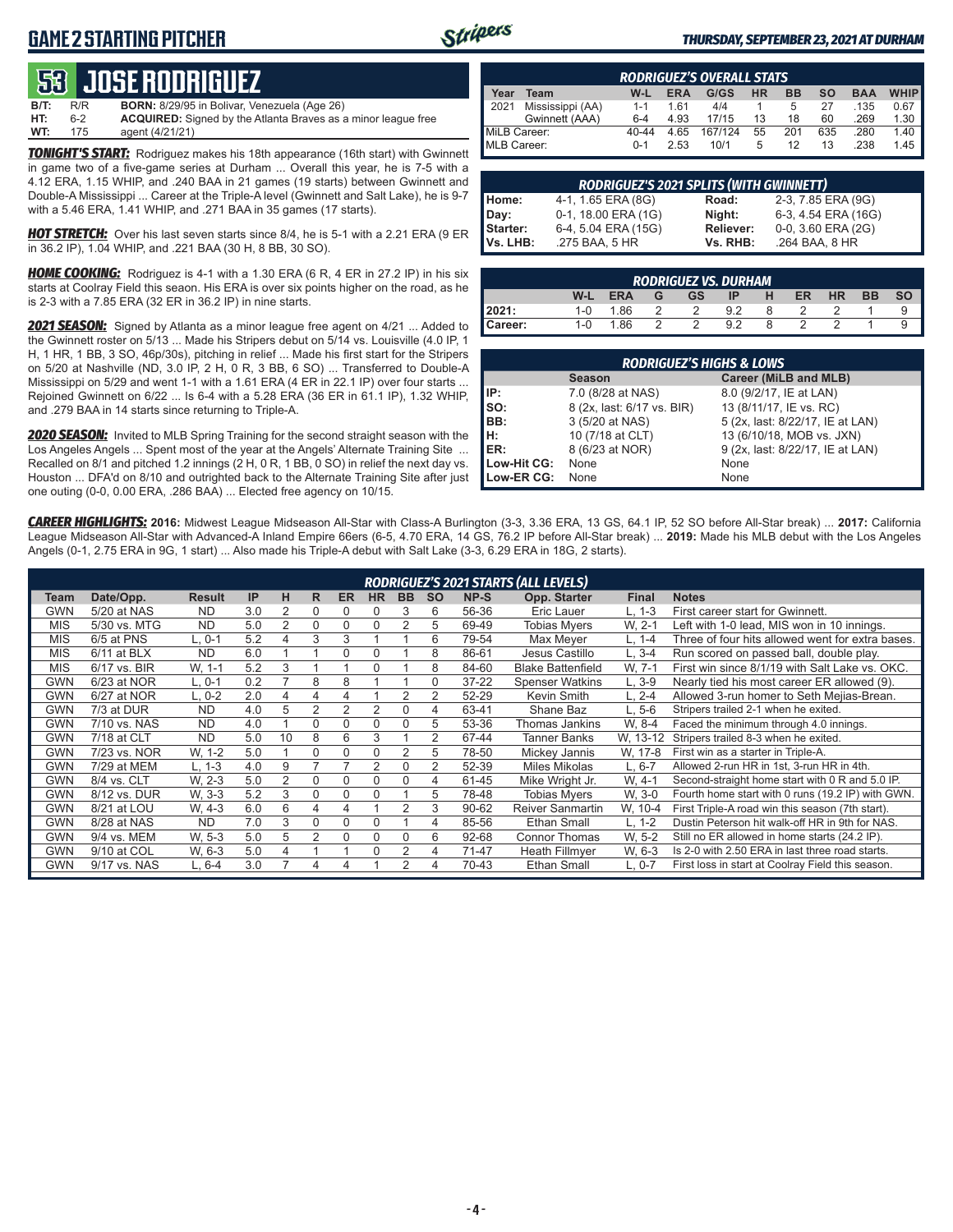# GAME 2 STARTING PITCHER

**THURSDAY, SEPTEMBER 23, 2021 AT DURHAM**

## 53 JOSE RODRIGUEZ

**B/T:** R/R **BORN:** 8/29/95 in Bolivar, Venezuela (Age 26)
**HT:** 6-2 **ACQUIRED:** Signed by the Atlanta Braves as a minor league free
**WT:** 175 agent (4/21/21)

***TONIGHT'S START:*** Rodriguez makes his 18th appearance (16th start) with Gwinnett in game two of a five-game series at Durham ... Overall this year, he is 7-5 with a 4.12 ERA, 1.15 WHIP, and .240 BAA in 21 games (19 starts) between Gwinnett and Double-A Mississippi ... Career at the Triple-A level (Gwinnett and Salt Lake), he is 9-7 with a 5.46 ERA, 1.41 WHIP, and .271 BAA in 35 games (17 starts).

***HOT STRETCH:*** Over his last seven starts since 8/4, he is 5-1 with a 2.21 ERA (9 ER in 36.2 IP), 1.04 WHIP, and .221 BAA (30 H, 8 BB, 30 SO).

***HOME COOKING:*** Rodriguez is 4-1 with a 1.30 ERA (6 R, 4 ER in 27.2 IP) in his six starts at Coolray Field this season. His ERA is over six points higher on the road, as he is 2-3 with a 7.85 ERA (32 ER in 36.2 IP) in nine starts.

***2021 SEASON:*** Signed by Atlanta as a minor league free agent on 4/21 ... Added to the Gwinnett roster on 5/13 ... Made his Stripers debut on 5/14 vs. Louisville (4.0 IP, 1 H, 1 HR, 1 BB, 3 SO, 46p/30s), pitching in relief ... Made his first start for the Stripers on 5/20 at Nashville (ND, 3.0 IP, 2 H, 0 R, 3 BB, 6 SO) ... Transferred to Double-A Mississippi on 5/29 and went 1-1 with a 1.61 ERA (4 ER in 22.1 IP) over four starts ... Rejoined Gwinnett on 6/22 ... Is 6-4 with a 5.28 ERA (36 ER in 61.1 IP), 1.32 WHIP, and .279 BAA in 14 starts since returning to Triple-A.

***2020 SEASON:*** Invited to MLB Spring Training for the second straight season with the Los Angeles Angels ... Spent most of the year at the Angels' Alternate Training Site ... Recalled on 8/1 and pitched 1.2 innings (2 H, 0 R, 1 BB, 0 SO) in relief the next day vs. Houston ... DFA'd on 8/10 and outrighted back to the Alternate Training Site after just one outing (0-0, 0.00 ERA, .286 BAA) ... Elected free agency on 10/15.

**RODRIGUEZ'S OVERALL STATS**

| Year | Team | W-L | ERA | G/GS | HR | BB | SO | BAA | WHIP |
|---|---|---|---|---|---|---|---|---|---|
| 2021 | Mississippi (AA) | 1-1 | 1.61 | 4/4 | 1 | 5 | 27 | .135 | 0.67 |
| | Gwinnett (AAA) | 6-4 | 4.93 | 17/15 | 13 | 18 | 60 | .269 | 1.30 |
| MiLB Career: | | 40-44 | 4.65 | 167/124 | 55 | 201 | 635 | .280 | 1.40 |
| MLB Career: | | 0-1 | 2.53 | 10/1 | 5 | 12 | 13 | .238 | 1.45 |

**RODRIGUEZ'S 2021 SPLITS (WITH GWINNETT)**

| | | | |
|---|---|---|---|
| **Home:** | 4-1, 1.65 ERA (8G) | **Road:** | 2-3, 7.85 ERA (9G) |
| **Day:** | 0-1, 18.00 ERA (1G) | **Night:** | 6-3, 4.54 ERA (16G) |
| **Starter:** | 6-4, 5.04 ERA (15G) | **Reliever:** | 0-0, 3.60 ERA (2G) |
| **Vs. LHB:** | .275 BAA, 5 HR | **Vs. RHB:** | .264 BAA, 8 HR |

**RODRIGUEZ VS. DURHAM**

| | W-L | ERA | G | GS | IP | H | ER | HR | BB | SO |
|---|---|---|---|---|---|---|---|---|---|---|
| **2021:** | 1-0 | 1.86 | 2 | 2 | 9.2 | 8 | 2 | 2 | 1 | 9 |
| **Career:** | 1-0 | 1.86 | 2 | 2 | 9.2 | 8 | 2 | 2 | 1 | 9 |

**RODRIGUEZ'S HIGHS & LOWS**

| | Season | Career (MiLB and MLB) |
|---|---|---|
| **IP:** | 7.0 (8/28 at NAS) | 8.0 (9/2/17, IE at LAN) |
| **SO:** | 8 (2x, last: 6/17 vs. BIR) | 13 (8/11/17, IE vs. RC) |
| **BB:** | 3 (5/20 at NAS) | 5 (2x, last: 8/22/17, IE at LAN) |
| **H:** | 10 (7/18 at CLT) | 13 (6/10/18, MOB vs. JXN) |
| **ER:** | 8 (6/23 at NOR) | 9 (2x, last: 8/22/17, IE at LAN) |
| **Low-Hit CG:** | None | None |
| **Low-ER CG:** | None | None |

***CAREER HIGHLIGHTS:*** **2016:** Midwest League Midseason All-Star with Class-A Burlington (3-3, 3.36 ERA, 13 GS, 64.1 IP, 52 SO before All-Star break) ... **2017:** California League Midseason All-Star with Advanced-A Inland Empire 66ers (6-5, 4.70 ERA, 14 GS, 76.2 IP before All-Star break) ... **2019:** Made his MLB debut with the Los Angeles Angels (0-1, 2.75 ERA in 9G, 1 start) ... Also made his Triple-A debut with Salt Lake (3-3, 6.29 ERA in 18G, 2 starts).

**RODRIGUEZ'S 2021 STARTS (ALL LEVELS)**

| Team | Date/Opp. | Result | IP | H | R | ER | HR | BB | SO | NP-S | Opp. Starter | Final | Notes |
|---|---|---|---|---|---|---|---|---|---|---|---|---|---|
| GWN | 5/20 at NAS | ND | 3.0 | 2 | 0 | 0 | 0 | 3 | 6 | 56-36 | Eric Lauer | L, 1-3 | First career start for Gwinnett. |
| MIS | 5/30 vs. MTG | ND | 5.0 | 2 | 0 | 0 | 0 | 2 | 5 | 69-49 | Tobias Myers | W, 2-1 | Left with 1-0 lead, MIS won in 10 innings. |
| MIS | 6/5 at PNS | L, 0-1 | 5.2 | 4 | 3 | 3 | 1 | 1 | 6 | 79-54 | Max Meyer | L, 1-4 | Three of four hits allowed went for extra bases. |
| MIS | 6/11 at BLX | ND | 6.0 | 1 | 1 | 0 | 0 | 1 | 8 | 86-61 | Jesus Castillo | L, 3-4 | Run scored on passed ball, double play. |
| MIS | 6/17 vs. BIR | W, 1-1 | 5.2 | 3 | 1 | 1 | 0 | 1 | 8 | 84-60 | Blake Battenfield | W, 7-1 | First win since 8/1/19 with Salt Lake vs. OKC. |
| GWN | 6/23 at NOR | L, 0-1 | 0.2 | 7 | 8 | 8 | 1 | 1 | 0 | 37-22 | Spenser Watkins | L, 3-9 | Nearly tied his most career ER allowed (9). |
| GWN | 6/27 at NOR | L, 0-2 | 2.0 | 4 | 4 | 4 | 1 | 2 | 2 | 52-29 | Kevin Smith | L, 2-4 | Allowed 3-run homer to Seth Mejias-Brean. |
| GWN | 7/3 at DUR | ND | 4.0 | 5 | 2 | 2 | 2 | 0 | 4 | 63-41 | Shane Baz | L, 5-6 | Stripers trailed 2-1 when he exited. |
| GWN | 7/10 vs. NAS | ND | 4.0 | 1 | 0 | 0 | 0 | 0 | 5 | 53-36 | Thomas Jankins | W, 8-4 | Faced the minimum through 4.0 innings. |
| GWN | 7/18 at CLT | ND | 5.0 | 10 | 8 | 6 | 3 | 1 | 2 | 67-44 | Tanner Banks | W, 13-12 | Stripers trailed 8-3 when he exited. |
| GWN | 7/23 vs. NOR | W, 1-2 | 5.0 | 1 | 0 | 0 | 0 | 2 | 5 | 78-50 | Mickey Jannis | W, 17-8 | First win as a starter in Triple-A. |
| GWN | 7/29 at MEM | L, 1-3 | 4.0 | 9 | 7 | 7 | 2 | 0 | 2 | 52-39 | Miles Mikolas | L, 6-7 | Allowed 2-run HR in 1st, 3-run HR in 4th. |
| GWN | 8/4 vs. CLT | W, 2-3 | 5.0 | 2 | 0 | 0 | 0 | 0 | 4 | 61-45 | Mike Wright Jr. | W, 4-1 | Second-straight home start with 0 R and 5.0 IP. |
| GWN | 8/12 vs. DUR | W, 3-3 | 5.2 | 3 | 0 | 0 | 0 | 1 | 5 | 78-48 | Tobias Myers | W, 3-0 | Fourth home start with 0 runs (19.2 IP) with GWN. |
| GWN | 8/21 at LOU | W, 4-3 | 6.0 | 6 | 4 | 4 | 1 | 2 | 3 | 90-62 | Reiver Sanmartin | W, 10-4 | First Triple-A road win this season (7th start). |
| GWN | 8/28 at NAS | ND | 7.0 | 3 | 0 | 0 | 0 | 1 | 4 | 85-56 | Ethan Small | L, 1-2 | Dustin Peterson hit walk-off HR in 9th for NAS. |
| GWN | 9/4 vs. MEM | W, 5-3 | 5.0 | 5 | 2 | 0 | 0 | 0 | 6 | 92-68 | Connor Thomas | W, 5-2 | Still no ER allowed in home starts (24.2 IP). |
| GWN | 9/10 at COL | W, 6-3 | 5.0 | 4 | 1 | 1 | 0 | 2 | 4 | 71-47 | Heath Fillmyer | W, 6-3 | Is 2-0 with 2.50 ERA in last three road starts. |
| GWN | 9/17 vs. NAS | L, 6-4 | 3.0 | 7 | 4 | 4 | 1 | 2 | 4 | 70-43 | Ethan Small | L, 0-7 | First loss in start at Coolray Field this season. |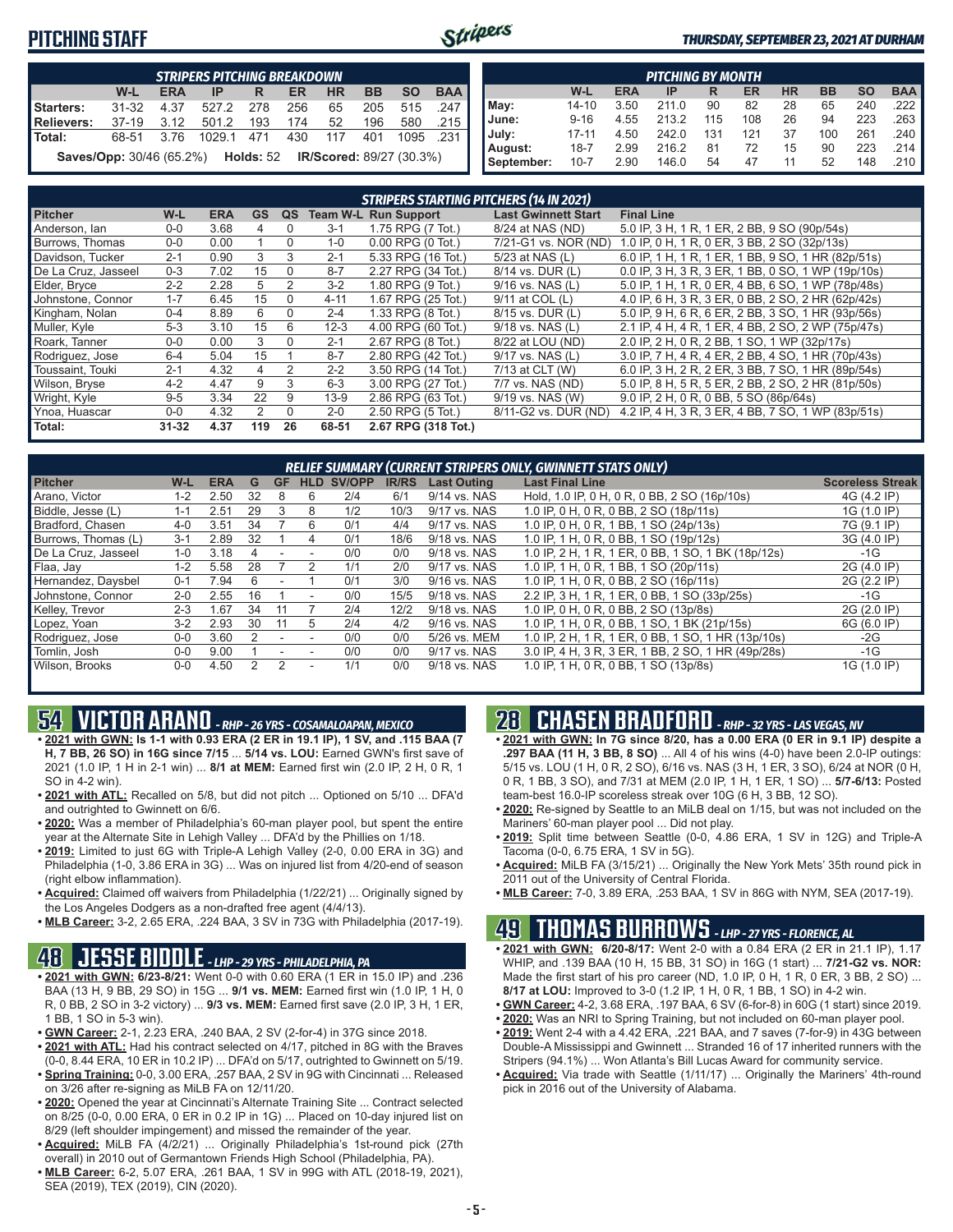# PITCHING STAFF

*THURSDAY, SEPTEMBER 23, 2021 AT DURHAM*

| STRIPERS PITCHING BREAKDOWN | | | | | | | | | |
|---|---|---|---|---|---|---|---|---|---|
| | W-L | ERA | IP | R | ER | HR | BB | SO | BAA |
| Starters: | 31-32 | 4.37 | 527.2 | 278 | 256 | 65 | 205 | 515 | .247 |
| Relievers: | 37-19 | 3.12 | 501.2 | 193 | 174 | 52 | 196 | 580 | .215 |
| Total: | 68-51 | 3.76 | 1029.1 | 471 | 430 | 117 | 401 | 1095 | .231 |

**Saves/Opp:** 30/46 (65.2%) **Holds:** 52 **IR/Scored:** 89/27 (30.3%)

| PITCHING BY MONTH | | | | | | | | | |
|---|---|---|---|---|---|---|---|---|---|
| | W-L | ERA | IP | R | ER | HR | BB | SO | BAA |
| May: | 14-10 | 3.50 | 211.0 | 90 | 82 | 28 | 65 | 240 | .222 |
| June: | 9-16 | 4.55 | 213.2 | 115 | 108 | 26 | 94 | 223 | .263 |
| July: | 17-11 | 4.50 | 242.0 | 131 | 121 | 37 | 100 | 261 | .240 |
| August: | 18-7 | 2.99 | 216.2 | 81 | 72 | 15 | 90 | 223 | .214 |
| September: | 10-7 | 2.90 | 146.0 | 54 | 47 | 11 | 52 | 148 | .210 |

## STRIPERS STARTING PITCHERS (14 IN 2021)

| Pitcher | W-L | ERA | GS | QS | Team W-L | Run Support | Last Gwinnett Start | Final Line |
|---|---|---|---|---|---|---|---|---|
| Anderson, Ian | 0-0 | 3.68 | 4 | 0 | 3-1 | 1.75 RPG (7 Tot.) | 8/24 at NAS (ND) | 5.0 IP, 3 H, 1 R, 1 ER, 2 BB, 9 SO (90p/54s) |
| Burrows, Thomas | 0-0 | 0.00 | 1 | 0 | 1-0 | 0.00 RPG (0 Tot.) | 7/21-G1 vs. NOR (ND) | 1.0 IP, 0 H, 1 R, 0 ER, 3 BB, 2 SO (32p/13s) |
| Davidson, Tucker | 2-1 | 0.90 | 3 | 3 | 2-1 | 5.33 RPG (16 Tot.) | 5/23 at NAS (L) | 6.0 IP, 1 H, 1 R, 1 ER, 1 BB, 9 SO, 1 HR (82p/51s) |
| De La Cruz, Jasseel | 0-3 | 7.02 | 15 | 0 | 8-7 | 2.27 RPG (34 Tot.) | 8/14 vs. DUR (L) | 0.0 IP, 3 H, 3 R, 3 ER, 1 BB, 0 SO, 1 WP (19p/10s) |
| Elder, Bryce | 2-2 | 2.28 | 5 | 2 | 3-2 | 1.80 RPG (9 Tot.) | 9/16 vs. NAS (L) | 5.0 IP, 1 H, 1 R, 0 ER, 4 BB, 6 SO, 1 WP (78p/48s) |
| Johnstone, Connor | 1-7 | 6.45 | 15 | 0 | 4-11 | 1.67 RPG (25 Tot.) | 9/11 at COL (L) | 4.0 IP, 6 H, 3 R, 3 ER, 0 BB, 2 SO, 2 HR (62p/42s) |
| Kingham, Nolan | 0-4 | 8.89 | 6 | 0 | 2-4 | 1.33 RPG (8 Tot.) | 8/15 vs. DUR (L) | 5.0 IP, 9 H, 6 R, 6 ER, 2 BB, 3 SO, 1 HR (93p/56s) |
| Muller, Kyle | 5-3 | 3.10 | 15 | 6 | 12-3 | 4.00 RPG (60 Tot.) | 9/18 vs. NAS (L) | 2.1 IP, 4 H, 4 R, 1 ER, 4 BB, 2 SO, 2 WP (75p/47s) |
| Roark, Tanner | 0-0 | 0.00 | 3 | 0 | 2-1 | 2.67 RPG (8 Tot.) | 8/22 at LOU (ND) | 2.0 IP, 2 H, 0 R, 2 BB, 1 SO, 1 WP (32p/17s) |
| Rodriguez, Jose | 6-4 | 5.04 | 15 | 1 | 8-7 | 2.80 RPG (42 Tot.) | 9/17 vs. NAS (L) | 3.0 IP, 7 H, 4 R, 4 ER, 2 BB, 4 SO, 1 HR (70p/43s) |
| Toussaint, Touki | 2-1 | 4.32 | 4 | 2 | 2-2 | 3.50 RPG (14 Tot.) | 7/13 at CLT (W) | 6.0 IP, 3 H, 2 R, 2 ER, 3 BB, 7 SO, 1 HR (89p/54s) |
| Wilson, Bryse | 4-2 | 4.47 | 9 | 3 | 6-3 | 3.00 RPG (27 Tot.) | 7/7 vs. NAS (ND) | 5.0 IP, 8 H, 5 R, 5 ER, 2 BB, 2 SO, 2 HR (81p/50s) |
| Wright, Kyle | 9-5 | 3.34 | 22 | 9 | 13-9 | 2.86 RPG (63 Tot.) | 9/19 vs. NAS (W) | 9.0 IP, 2 H, 0 R, 0 BB, 5 SO (86p/64s) |
| Ynoa, Huascar | 0-0 | 4.32 | 2 | 0 | 2-0 | 2.50 RPG (5 Tot.) | 8/11-G2 vs. DUR (ND) | 4.2 IP, 4 H, 3 R, 3 ER, 4 BB, 7 SO, 1 WP (83p/51s) |
| **Total:** | **31-32** | **4.37** | **119** | **26** | **68-51** | **2.67 RPG (318 Tot.)** | | |

## RELIEF SUMMARY (CURRENT STRIPERS ONLY, GWINNETT STATS ONLY)

| Pitcher | W-L | ERA | G | GF | HLD | SV/OPP | IR/RS | Last Outing | Last Final Line | Scoreless Streak |
|---|---|---|---|---|---|---|---|---|---|---|
| Arano, Victor | 1-2 | 2.50 | 32 | 8 | 6 | 2/4 | 6/1 | 9/14 vs. NAS | Hold, 1.0 IP, 0 H, 0 R, 0 BB, 2 SO (16p/10s) | 4G (4.2 IP) |
| Biddle, Jesse (L) | 1-1 | 2.51 | 29 | 3 | 8 | 1/2 | 10/3 | 9/17 vs. NAS | 1.0 IP, 0 H, 0 R, 0 BB, 2 SO (18p/11s) | 1G (1.0 IP) |
| Bradford, Chasen | 4-0 | 3.51 | 34 | 7 | 6 | 0/1 | 4/4 | 9/17 vs. NAS | 1.0 IP, 0 H, 0 R, 1 BB, 1 SO (24p/13s) | 7G (9.1 IP) |
| Burrows, Thomas (L) | 3-1 | 2.89 | 32 | 1 | 4 | 0/1 | 18/6 | 9/18 vs. NAS | 1.0 IP, 1 H, 0 R, 0 BB, 1 SO (19p/12s) | 3G (4.0 IP) |
| De La Cruz, Jasseel | 1-0 | 3.18 | 4 | - | - | 0/0 | 0/0 | 9/18 vs. NAS | 1.0 IP, 2 H, 1 R, 1 ER, 0 BB, 1 SO, 1 BK (18p/12s) | -1G |
| Flaa, Jay | 1-2 | 5.58 | 28 | 7 | 2 | 1/1 | 2/0 | 9/17 vs. NAS | 1.0 IP, 1 H, 0 R, 1 BB, 1 SO (20p/11s) | 2G (4.0 IP) |
| Hernandez, Daysbel | 0-1 | 7.94 | 6 | - | 1 | 0/1 | 3/0 | 9/16 vs. NAS | 1.0 IP, 1 H, 0 R, 0 BB, 2 SO (16p/11s) | 2G (2.2 IP) |
| Johnstone, Connor | 2-0 | 2.55 | 16 | 1 | - | 0/0 | 15/5 | 9/18 vs. NAS | 2.2 IP, 3 H, 1 R, 1 ER, 0 BB, 1 SO (33p/25s) | -1G |
| Kelley, Trevor | 2-3 | 1.67 | 34 | 11 | 7 | 2/4 | 12/2 | 9/18 vs. NAS | 1.0 IP, 0 H, 0 R, 0 BB, 2 SO (13p/8s) | 2G (2.0 IP) |
| Lopez, Yoan | 3-2 | 2.93 | 30 | 11 | 5 | 2/4 | 4/2 | 9/16 vs. NAS | 1.0 IP, 1 H, 0 R, 0 BB, 1 SO, 1 BK (21p/15s) | 6G (6.0 IP) |
| Rodriguez, Jose | 0-0 | 3.60 | 2 | - | - | 0/0 | 0/0 | 5/26 vs. MEM | 1.0 IP, 2 H, 1 R, 1 ER, 0 BB, 1 SO, 1 HR (13p/10s) | -2G |
| Tomlin, Josh | 0-0 | 9.00 | 1 | - | - | 0/0 | 0/0 | 9/17 vs. NAS | 3.0 IP, 4 H, 3 R, 3 ER, 1 BB, 2 SO, 1 HR (49p/28s) | -1G |
| Wilson, Brooks | 0-0 | 4.50 | 2 | 2 | - | 1/1 | 0/0 | 9/18 vs. NAS | 1.0 IP, 1 H, 0 R, 0 BB, 1 SO (13p/8s) | 1G (1.0 IP) |

## 54 VICTOR ARANO - RHP - 26 YRS - COSAMALOAPAN, MEXICO

- **2021 with GWN: Is 1-1 with 0.93 ERA (2 ER in 19.1 IP), 1 SV, and .115 BAA (7 H, 7 BB, 26 SO) in 16G since 7/15** ... **5/14 vs. LOU:** Earned GWN's first save of 2021 (1.0 IP, 1 H in 2-1 win) ... **8/1 at MEM:** Earned first win (2.0 IP, 2 H, 0 R, 1 SO in 4-2 win).
- **2021 with ATL:** Recalled on 5/8, but did not pitch ... Optioned on 5/10 ... DFA'd and outrighted to Gwinnett on 6/6.
- **2020:** Was a member of Philadelphia's 60-man player pool, but spent the entire year at the Alternate Site in Lehigh Valley ... DFA'd by the Phillies on 1/18.
- **2019:** Limited to just 6G with Triple-A Lehigh Valley (2-0, 0.00 ERA in 3G) and Philadelphia (1-0, 3.86 ERA in 3G) ... Was on injured list from 4/20-end of season (right elbow inflammation).
- **Acquired:** Claimed off waivers from Philadelphia (1/22/21) ... Originally signed by the Los Angeles Dodgers as a non-drafted free agent (4/4/13).
- **MLB Career:** 3-2, 2.65 ERA, .224 BAA, 3 SV in 73G with Philadelphia (2017-19).

## 48 JESSE BIDDLE - LHP - 29 YRS - PHILADELPHIA, PA

- **2021 with GWN:** 6/23-8/21: Went 0-0 with 0.60 ERA (1 ER in 15.0 IP) and .236 BAA (13 H, 9 BB, 29 SO) in 15G ... **9/1 vs. MEM:** Earned first win (1.0 IP, 1 H, 0 R, 0 BB, 2 SO in 3-2 victory) ... **9/3 vs. MEM:** Earned first save (2.0 IP, 3 H, 1 ER, 1 BB, 1 SO in 5-3 win).
- **GWN Career:** 2-1, 2.23 ERA, .240 BAA, 2 SV (2-for-4) in 37G since 2018.
- **2021 with ATL:** Had his contract selected on 4/17, pitched in 8G with the Braves (0-0, 8.44 ERA, 10 ER in 10.2 IP) ... DFA'd on 5/17, outrighted to Gwinnett on 5/19.
- **Spring Training:** 0-0, 3.00 ERA, .257 BAA, 2 SV in 9G with Cincinnati ... Released on 3/26 after re-signing as MiLB FA on 12/11/20.
- **2020:** Opened the year at Cincinnati's Alternate Training Site ... Contract selected on 8/25 (0-0, 0.00 ERA, 0 ER in 0.2 IP in 1G) ... Placed on 10-day injured list on 8/29 (left shoulder impingement) and missed the remainder of the year.
- **Acquired:** MiLB FA (4/2/21) ... Originally Philadelphia's 1st-round pick (27th overall) in 2010 out of Germantown Friends High School (Philadelphia, PA).
- **MLB Career:** 6-2, 5.07 ERA, .261 BAA, 1 SV in 99G with ATL (2018-19, 2021), SEA (2019), TEX (2019), CIN (2020).

## 28 CHASEN BRADFORD - RHP - 32 YRS - LAS VEGAS, NV

- **2021 with GWN: In 7G since 8/20, has a 0.00 ERA (0 ER in 9.1 IP) despite a .297 BAA (11 H, 3 BB, 8 SO)** ... All 4 of his wins (4-0) have been 2.0-IP outings: 5/15 vs. LOU (1 H, 0 R, 2 SO), 6/16 vs. NAS (3 H, 1 ER, 3 SO), 6/24 at NOR (0 H, 0 R, 1 BB, 3 SO), and 7/31 at MEM (2.0 IP, 1 H, 1 ER, 1 SO) ... **5/7-6/13:** Posted team-best 16.0-IP scoreless streak over 10G (6 H, 3 BB, 12 SO).
- **2020:** Re-signed by Seattle to an MiLB deal on 1/15, but was not included on the Mariners' 60-man player pool ... Did not play.
- **2019:** Split time between Seattle (0-0, 4.86 ERA, 1 SV in 12G) and Triple-A Tacoma (0-0, 6.75 ERA, 1 SV in 5G).
- **Acquired:** MiLB FA (3/15/21) ... Originally the New York Mets' 35th round pick in 2011 out of the University of Central Florida.
- **MLB Career:** 7-0, 3.89 ERA, .253 BAA, 1 SV in 86G with NYM, SEA (2017-19).

## 49 THOMAS BURROWS - LHP - 27 YRS - FLORENCE, AL

- **2021 with GWN:** 6/20-8/17: Went 2-0 with a 0.84 ERA (2 ER in 21.1 IP), 1.17 WHIP, and .139 BAA (10 H, 15 BB, 31 SO) in 16G (1 start) ... **7/21-G2 vs. NOR:** Made the first start of his pro career (ND, 1.0 IP, 0 H, 1 R, 0 ER, 3 BB, 2 SO) ... **8/17 at LOU:** Improved to 3-0 (1.2 IP, 1 H, 0 R, 1 BB, 1 SO) in 4-2 win.
- **GWN Career:** 4-2, 3.68 ERA, .197 BAA, 6 SV (6-for-8) in 60G (1 start) since 2019.
- **2020:** Was an NRI to Spring Training, but not included on 60-man player pool.
- **2019:** Went 2-4 with a 4.42 ERA, .221 BAA, and 7 saves (7-for-9) in 43G between Double-A Mississippi and Gwinnett ... Stranded 16 of 17 inherited runners with the Stripers (94.1%) ... Won Atlanta's Bill Lucas Award for community service.
- **Acquired:** Via trade with Seattle (1/11/17) ... Originally the Mariners' 4th-round pick in 2016 out of the University of Alabama.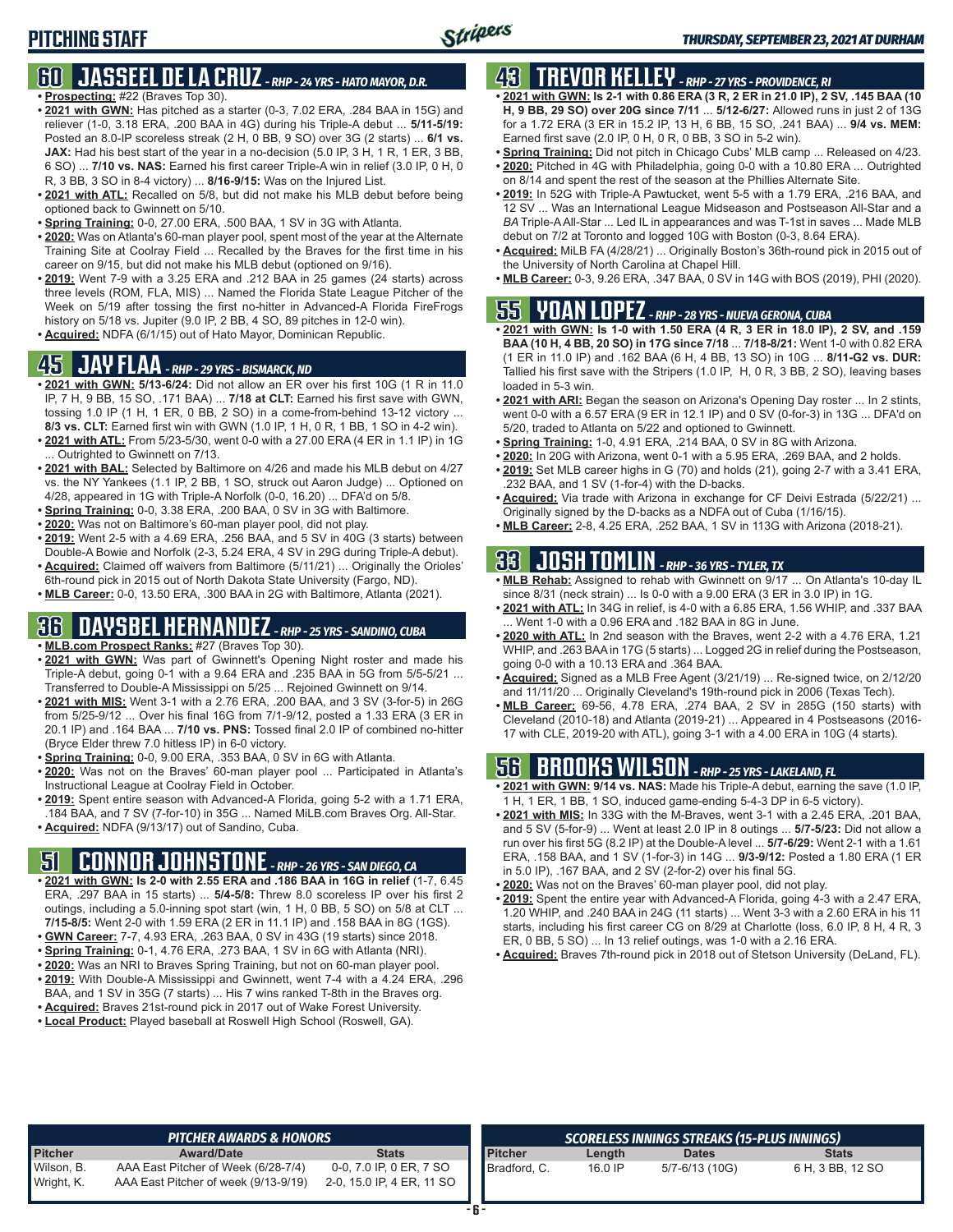# PITCHING STAFF

*THURSDAY, SEPTEMBER 23, 2021 AT DURHAM*

## 60 JASSEEL DE LA CRUZ - *RHP - 24 YRS - HATO MAYOR, D.R.*

- **Prospecting:** #22 (Braves Top 30).
- **2021 with GWN:** Has pitched as a starter (0-3, 7.02 ERA, .284 BAA in 15G) and reliever (1-0, 3.18 ERA, .200 BAA in 4G) during his Triple-A debut ... **5/11-5/19:** Posted an 8.0-IP scoreless streak (2 H, 0 BB, 9 SO) over 3G (2 starts) ... **6/1 vs. JAX:** Had his best start of the year in a no-decision (5.0 IP, 3 H, 1 R, 1 ER, 3 BB, 6 SO) ... **7/10 vs. NAS:** Earned his first career Triple-A win in relief (3.0 IP, 0 H, 0 R, 3 BB, 3 SO in 8-4 victory) ... **8/16-9/15:** Was on the Injured List.
- **2021 with ATL:** Recalled on 5/8, but did not make his MLB debut before being optioned back to Gwinnett on 5/10.
- **Spring Training:** 0-0, 27.00 ERA, .500 BAA, 1 SV in 3G with Atlanta.
- **2020:** Was on Atlanta's 60-man player pool, spent most of the year at the Alternate Training Site at Coolray Field ... Recalled by the Braves for the first time in his career on 9/15, but did not make his MLB debut (optioned on 9/16).
- **2019:** Went 7-9 with a 3.25 ERA and .212 BAA in 25 games (24 starts) across three levels (ROM, FLA, MIS) ... Named the Florida State League Pitcher of the Week on 5/19 after tossing the first no-hitter in Advanced-A Florida FireFrogs history on 5/18 vs. Jupiter (9.0 IP, 2 BB, 4 SO, 89 pitches in 12-0 win).
- **Acquired:** NDFA (6/1/15) out of Hato Mayor, Dominican Republic.

## 45 JAY FLAA - *RHP - 29 YRS - BISMARCK, ND*

- **2021 with GWN:** 5/13-6/24: Did not allow an ER over his first 10G (1 R in 11.0 IP, 7 H, 9 BB, 15 SO, .171 BAA) ... **7/18 at CLT:** Earned his first save with GWN, tossing 1.0 IP (1 H, 1 ER, 0 BB, 2 SO) in a come-from-behind 13-12 victory ... **8/3 vs. CLT:** Earned first win with GWN (1.0 IP, 1 H, 0 R, 1 BB, 1 SO in 4-2 win).
- **2021 with ATL:** From 5/23-5/30, went 0-0 with a 27.00 ERA (4 ER in 1.1 IP) in 1G ... Outrighted to Gwinnett on 7/13.
- **2021 with BAL:** Selected by Baltimore on 4/26 and made his MLB debut on 4/27 vs. the NY Yankees (1.1 IP, 2 BB, 1 SO, struck out Aaron Judge) ... Optioned on 4/28, appeared in 1G with Triple-A Norfolk (0-0, 16.20) ... DFA'd on 5/8.
- **Spring Training:** 0-0, 3.38 ERA, .200 BAA, 0 SV in 3G with Baltimore.
- **2020:** Was not on Baltimore's 60-man player pool, did not play.
- **2019:** Went 2-5 with a 4.69 ERA, .256 BAA, and 5 SV in 40G (3 starts) between Double-A Bowie and Norfolk (2-3, 5.24 ERA, 4 SV in 29G during Triple-A debut).
- **Acquired:** Claimed off waivers from Baltimore (5/11/21) ... Originally the Orioles' 6th-round pick in 2015 out of North Dakota State University (Fargo, ND).
- **MLB Career:** 0-0, 13.50 ERA, .300 BAA in 2G with Baltimore, Atlanta (2021).

## 36 DAYSBEL HERNANDEZ - *RHP - 25 YRS - SANDINO, CUBA*

- **MLB.com Prospect Ranks:** #27 (Braves Top 30).
- **2021 with GWN:** Was part of Gwinnett's Opening Night roster and made his Triple-A debut, going 0-1 with a 9.64 ERA and .235 BAA in 5G from 5/5-5/21 ... Transferred to Double-A Mississippi on 5/25 ... Rejoined Gwinnett on 9/14.
- **2021 with MIS:** Went 3-1 with a 2.76 ERA, .200 BAA, and 3 SV (3-for-5) in 26G from 5/25-9/12 ... Over his final 16G from 7/1-9/12, posted a 1.33 ERA (3 ER in 20.1 IP) and .164 BAA ... **7/10 vs. PNS:** Tossed final 2.0 IP of combined no-hitter (Bryce Elder threw 7.0 hitless IP) in 6-0 victory.
- **Spring Training:** 0-0, 9.00 ERA, .353 BAA, 0 SV in 6G with Atlanta.
- **2020:** Was not on the Braves' 60-man player pool ... Participated in Atlanta's Instructional League at Coolray Field in October.
- **2019:** Spent entire season with Advanced-A Florida, going 5-2 with a 1.71 ERA, .184 BAA, and 7 SV (7-for-10) in 35G ... Named MiLB.com Braves Org. All-Star.
- **Acquired:** NDFA (9/13/17) out of Sandino, Cuba.

## 51 CONNOR JOHNSTONE - *RHP - 26 YRS - SAN DIEGO, CA*

- **2021 with GWN: Is 2-0 with 2.55 ERA and .186 BAA in relief in 16G** (1-7, 6.45 ERA, .297 BAA in 15 starts) ... **5/4-5/8:** Threw 8.0 scoreless IP over his first 2 outings, including a 5.0-inning spot start (win, 1 H, 0 BB, 5 SO) on 5/8 at CLT ... **7/15-8/5:** Went 2-0 with 1.59 ERA (2 ER in 11.1 IP) and .158 BAA in 8 (1GS).
- **GWN Career:** 7-7, 4.93 ERA, .263 BAA, 0 SV in 43G (19 starts) since 2018.
- **Spring Training:** 0-1, 4.76 ERA, .273 BAA, 1 SV in 6G with Atlanta (NRI).
- **2020:** Was an NRI to Braves Spring Training, but not on 60-man player pool.
- **2019:** With Double-A Mississippi and Gwinnett, went 7-4 with a 4.24 ERA, .296 BAA, and 1 SV in 35G (7 starts) ... His 7 wins ranked T-8th in the Braves org.
- **Acquired:** Braves 21st-round pick in 2017 out of Wake Forest University.
- **Local Product:** Played baseball at Roswell High School (Roswell, GA).

## 43 TREVOR KELLEY - *RHP - 27 YRS - PROVIDENCE, RI*

- **2021 with GWN: Is 2-1 with 0.86 ERA (3 R, 2 ER in 21.0 IP), 2 SV, .145 BAA (10 H, 9 BB, 29 SO) over 20G since 7/11** ... **5/12-6/27:** Allowed runs in just 2 of 13G for a 1.72 ERA (3 ER in 15.2 IP, 13 H, 6 BB, 15 SO, .241 BAA) ... **9/4 vs. MEM:** Earned first save (2.0 IP, 0 H, 0 R, 0 BB, 3 SO in 5-2 win).
- **Spring Training:** Did not pitch in Chicago Cubs' MLB camp ... Released on 4/23.
- **2020:** Pitched in 4G with Philadelphia, going 0-0 with a 10.80 ERA ... Outrighted on 8/14 and spent the rest of the season at the Phillies Alternate Site.
- **2019:** In 52G with Triple-A Pawtucket, went 5-5 with a 1.79 ERA, .216 BAA, and 12 SV ... Was an International League Midseason and Postseason All-Star and a *BA* Triple-A All-Star ... Led IL in appearances and was T-1st in saves ... Made MLB debut on 7/2 at Toronto and logged 10G with Boston (0-3, 8.64 ERA).
- **Acquired:** MiLB FA (4/28/21) ... Originally Boston's 36th-round pick in 2015 out of the University of North Carolina at Chapel Hill.
- **MLB Career:** 0-3, 9.26 ERA, .347 BAA, 0 SV in 14G with BOS (2019), PHI (2020).

## 55 YOAN LOPEZ - *RHP - 28 YRS - NUEVA GERONA, CUBA*

- **2021 with GWN: Is 1-0 with 1.50 ERA (4 R, 3 ER in 18.0 IP), 2 SV, and .159 BAA (10 H, 4 BB, 20 SO) in 17G since 7/18** ... **7/18-8/21:** Went 1-0 with 0.82 ERA (1 ER in 11.0 IP) and .162 BAA (6 H, 4 BB, 13 SO) in 10G ... **8/11-G2 vs. DUR:** Tallied his first save with the Stripers (1.0 IP, H, 0 R, 3 BB, 2 SO), leaving bases loaded in 5-3 win.
- **2021 with ARI:** Began the season on Arizona's Opening Day roster ... In 2 stints, went 0-0 with a 6.57 ERA (9 ER in 12.1 IP) and 0 SV (0-for-3) in 13G ... DFA'd on 5/20, traded to Atlanta on 5/22 and optioned to Gwinnett.
- **Spring Training:** 1-0, 4.91 ERA, .214 BAA, 0 SV in 8G with Arizona.
- **2020:** In 20G with Arizona, went 0-1 with a 5.95 ERA, .269 BAA, and 2 holds.
- **2019:** Set MLB career highs in G (70) and holds (21), going 2-7 with a 3.41 ERA, .232 BAA, and 1 SV (1-for-4) with the D-backs.
- **Acquired:** Via trade with Arizona in exchange for CF Deivi Estrada (5/22/21) ... Originally signed by the D-backs as a NDFA out of Cuba (1/16/15).
- **MLB Career:** 2-8, 4.25 ERA, .252 BAA, 1 SV in 113G with Arizona (2018-21).

## 33 JOSH TOMLIN - *RHP - 36 YRS - TYLER, TX*

- **MLB Rehab:** Assigned to rehab with Gwinnett on 9/17 ... On Atlanta's 10-day IL since 8/31 (neck strain) ... Is 0-0 with a 9.00 ERA (3 ER in 3.0 IP) in 1G.
- **2021 with ATL:** In 34G in relief, is 4-0 with a 6.85 ERA, 1.56 WHIP, and .337 BAA ... Went 1-0 with a 0.96 ERA and .182 BAA in 8G in June.
- **2020 with ATL:** In 2nd season with the Braves, went 2-2 with a 4.76 ERA, 1.21 WHIP, and .263 BAA in 17G (5 starts) ... Logged 2G in relief during the Postseason, going 0-0 with a 10.13 ERA and .364 BAA.
- **Acquired:** Signed as a MLB Free Agent (3/21/19) ... Re-signed twice, on 2/12/20 and 11/11/20 ... Originally Cleveland's 19th-round pick in 2006 (Texas Tech).
- **MLB Career:** 69-56, 4.78 ERA, .274 BAA, 2 SV in 285G (150 starts) with Cleveland (2010-18) and Atlanta (2019-21) ... Appeared in 4 Postseasons (2016-17 with CLE, 2019-20 with ATL), going 3-1 with a 4.00 ERA in 10G (4 starts).

## 56 BROOKS WILSON - *RHP - 25 YRS - LAKELAND, FL*

- **2021 with GWN: 9/14 vs. NAS:** Made his Triple-A debut, earning the save (1.0 IP, 1 H, 1 ER, 1 BB, 1 SO, induced game-ending 5-4-3 DP in 6-5 victory).
- **2021 with MIS:** In 33G with the M-Braves, went 3-1 with a 2.45 ERA, .201 BAA, and 5 SV (5-for-9) ... Went at least 2.0 IP in 8 outings ... **5/7-5/23:** Did not allow a run over his first 5G (8.2 IP) at the Double-A level ... **5/7-6/29:** Went 2-1 with a 1.61 ERA, .158 BAA, and 1 SV (1-for-3) in 14G ... **9/3-9/12:** Posted a 1.80 ERA (1 ER in 5.0 IP), .167 BAA, and 2 SV (2-for-2) over his final 5G.
- **2020:** Was not on the Braves' 60-man player pool, did not play.
- **2019:** Spent the entire year with Advanced-A Florida, going 4-3 with a 2.47 ERA, 1.20 WHIP, and .240 BAA in 24G (11 starts) ... Went 3-3 with a 2.60 ERA in his 11 starts, including his first career CG on 8/29 at Charlotte (loss, 6.0 IP, 8 H, 4 R, 3 ER, 0 BB, 5 SO) ... In 13 relief outings, was 1-0 with a 2.16 ERA.
- **Acquired:** Braves 7th-round pick in 2018 out of Stetson University (DeLand, FL).

### PITCHER AWARDS & HONORS

| Pitcher | Award/Date | Stats |
|---|---|---|
| Wilson, B. | AAA East Pitcher of Week (6/28-7/4) | 0-0, 7.0 IP, 0 ER, 7 SO |
| Wright, K. | AAA East Pitcher of week (9/13-9/19) | 2-0, 15.0 IP, 4 ER, 11 SO |

### SCORELESS INNINGS STREAKS (15-PLUS INNINGS)

| Pitcher | Length | Dates | Stats |
|---|---|---|---|
| Bradford, C. | 16.0 IP | 5/7-6/13 (10G) | 6 H, 3 BB, 12 SO |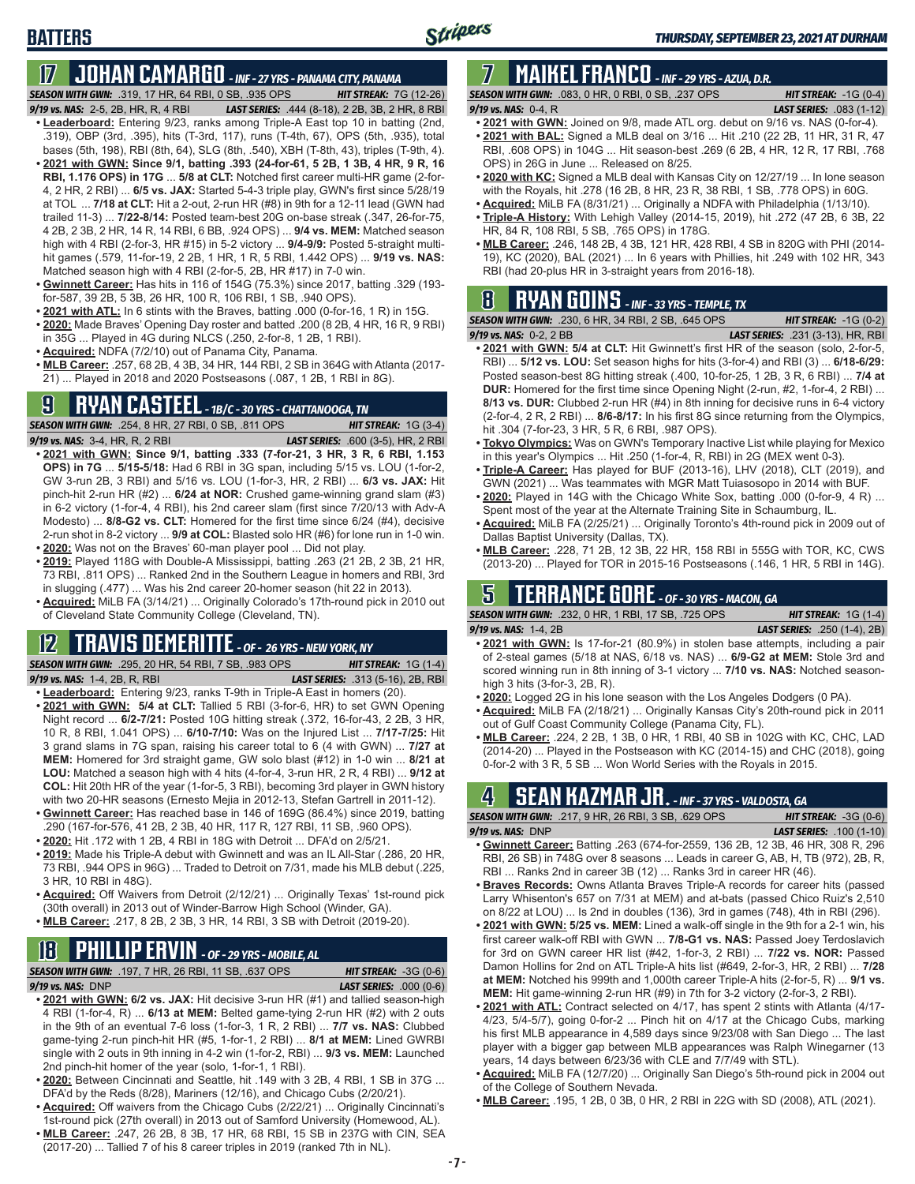# BATTERS

## 17 JOHAN CAMARGO - INF - 27 YRS - PANAMA CITY, PANAMA

**SEASON WITH GWN:** .319, 17 HR, 64 RBI, 0 SB, .935 OPS **HIT STREAK:** 7G (12-26)
**9/19 vs. NAS:** 2-5, 2B, HR, R, 4 RBI **LAST SERIES:** .444 (8-18), 2 2B, 3B, 2 HR, 8 RBI

- **Leaderboard:** Entering 9/23, ranks among Triple-A East top 10 in batting (2nd, .319), OBP (3rd, .395), hits (T-3rd, 117), runs (T-4th, 67), OPS (5th, .935), total bases (5th, 198), RBI (8th, 64), SLG (8th, .540), XBH (T-8th, 43), triples (T-9th, 4).
- **2021 with GWN: Since 9/1, batting .393 (24-for-61, 5 2B, 1 3B, 4 HR, 9 R, 16 RBI, 1.176 OPS) in 17G** ... **5/8 at CLT:** Notched first career multi-HR game (2-for-4, 2 HR, 2 RBI) ... **6/5 vs. JAX:** Started 5-4-3 triple play, GWN's first since 5/28/19 at TOL ... **7/18 at CLT:** Hit a 2-out, 2-run HR (#8) in 9th for a 12-11 lead (GWN had trailed 11-3) ... **7/22-8/14:** Posted team-best 20G on-base streak (.347, 26-for-75, 4 2B, 2 3B, 2 HR, 14 R, 14 RBI, 6 BB, .924 OPS) ... **9/4 vs. MEM:** Matched season high with 4 RBI (2-for-3, HR #15) in 5-2 victory ... **9/4-9/9:** Posted 5-straight multi-hit games (.579, 11-for-19, 2 2B, 1 HR, 1 R, 5 RBI, 1.442 OPS) ... **9/19 vs. NAS:** Matched season high with 4 RBI (2-for-5, 2B, HR #17) in 7-0 win.
- **Gwinnett Career:** Has hits in 116 of 154G (75.3%) since 2017, batting .329 (193-for-587, 39 2B, 5 3B, 26 HR, 100 R, 106 RBI, 1 SB, .940 OPS).
- **2021 with ATL:** In 6 stints with the Braves, batting .000 (0-for-16, 1 R) in 15G.
- **2020:** Made Braves' Opening Day roster and batted .200 (8 2B, 4 HR, 16 R, 9 RBI) in 35G ... Played in 4G during NLCS (.250, 2-for-8, 1 2B, 1 RBI).
- **Acquired:** NDFA (7/2/10) out of Panama City, Panama.
- **MLB Career:** .257, 68 2B, 4 3B, 34 HR, 144 RBI, 2 SB in 364G with Atlanta (2017-21) ... Played in 2018 and 2020 Postseasons (.087, 1 2B, 1 RBI in 8G).

## 9 RYAN CASTEEL - 1B/C - 30 YRS - CHATTANOOGA, TN

**SEASON WITH GWN:** .254, 8 HR, 27 RBI, 0 SB, .811 OPS **HIT STREAK:** 1G (3-4)
**9/19 vs. NAS:** 3-4, HR, R, 2 RBI **LAST SERIES:** .600 (3-5), HR, 2 RBI

- **2021 with GWN: Since 9/1, batting .333 (7-for-21, 3 HR, 3 R, 6 RBI, 1.153 OPS) in 7G** ... **5/15-5/18:** Had 6 RBI in 3G span, including 5/15 vs. LOU (1-for-2, GW 3-run 2B, 3 RBI) and 5/16 vs. LOU (1-for-3, HR, 2 RBI) ... **6/3 vs. JAX:** Hit pinch-hit 2-run HR (#2) ... **6/24 at NOR:** Crushed game-winning grand slam (#3) in 6-2 victory (1-for-4, 4 RBI), his 2nd career slam (first since 7/20/13 with Adv-A Modesto) ... **8/8-G2 vs. CLT:** Homered for the first time since 6/24 (#4), decisive 2-run shot in 8-2 victory ... **9/9 at COL:** Blasted solo HR (#6) for lone run in 1-0 win.
- **2020:** Was not on the Braves' 60-man player pool ... Did not play.
- **2019:** Played 118G with Double-A Mississippi, batting .263 (21 2B, 2 3B, 21 HR, 73 RBI, .811 OPS) ... Ranked 2nd in the Southern League in homers and RBI, 3rd in slugging (.477) ... Was his 2nd career 20-homer season (hit 22 in 2013).
- **Acquired:** MiLB FA (3/14/21) ... Originally Colorado's 17th-round pick in 2010 out of Cleveland State Community College (Cleveland, TN).

## 12 TRAVIS DEMERITTE - OF - 26 YRS - NEW YORK, NY

**SEASON WITH GWN:** .295, 20 HR, 54 RBI, 7 SB, .983 OPS **HIT STREAK:** 1G (1-4)
**9/19 vs. NAS:** 1-4, 2B, R, RBI **LAST SERIES:** .313 (5-16), 2B, RBI

- **Leaderboard:** Entering 9/23, ranks T-9th in Triple-A East in homers (20).
- **2021 with GWN: 5/4 at CLT:** Tallied 5 RBI (3-for-6, HR) to set GWN Opening Night record ... **6/2-7/21:** Posted 10G hitting streak (.372, 16-for-43, 2 2B, 3 HR, 10 R, 8 RBI, 1.041 OPS) ... **6/10-7/10:** Was on the Injured List ... **7/17-7/25:** Hit 3 grand slams in 7G span, raising his career total to 6 (4 with GWN) ... **7/27 at MEM:** Homered for 3rd straight game, GW solo blast (#12) in 1-0 win ... **8/21 at LOU:** Matched a season high with 4 hits (4-for-4, 3-run HR, 2 R, 4 RBI) ... **9/12 at COL:** Hit 20th HR of the year (1-for-5, 3 RBI), becoming 3rd player in GWN history with two 20-HR seasons (Ernesto Mejia in 2012-13, Stefan Gartrell in 2011-12).
- **Gwinnett Career:** Has reached base in 146 of 169G (86.4%) since 2019, batting .290 (167-for-576, 41 2B, 2 3B, 40 HR, 117 R, 127 RBI, 11 SB, .960 OPS).
- **2020:** Hit .172 with 1 2B, 4 RBI in 18G with Detroit ... DFA'd on 2/5/21.
- **2019:** Made his Triple-A debut with Gwinnett and was an IL All-Star (.286, 20 HR, 73 RBI, .944 OPS in 96G) ... Traded to Detroit on 7/31, made his MLB debut (.225, 3 HR, 10 RBI in 48G).
- **Acquired:** Off Waivers from Detroit (2/12/21) ... Originally Texas' 1st-round pick (30th overall) in 2013 out of Winder-Barrow High School (Winder, GA).
- **MLB Career:** .217, 8 2B, 2 3B, 3 HR, 14 RBI, 3 SB with Detroit (2019-20).

## 18 PHILLIP ERVIN - OF - 29 YRS - MOBILE, AL

**SEASON WITH GWN:** .197, 7 HR, 26 RBI, 11 SB, .637 OPS **HIT STREAK:** -3G (0-6)
**9/19 vs. NAS:** DNP **LAST SERIES:** .000 (0-6)

- **2021 with GWN: 6/2 vs. JAX:** Hit decisive 3-run HR (#1) and tallied season-high 4 RBI (1-for-4, R) ... **6/13 at MEM:** Belted game-tying 2-run HR (#2) with 2 outs in the 9th for an eventual 7-6 loss (1-for-3, 1 R, 2 RBI) ... **7/7 vs. NAS:** Clubbed game-tying 2-run pinch-hit HR (#5, 1-for-1, 2 RBI) ... **8/1 at MEM:** Lined GWRBI single with 2 outs in 9th inning in 4-2 win (1-for-2, RBI) ... **9/3 vs. MEM:** Launched 2nd pinch-hit homer of the year (solo, 1-for-1, 1 RBI).
- **2020:** Between Cincinnati and Seattle, hit .149 with 3 2B, 4 RBI, 1 SB in 37G ... DFA'd by the Reds (8/28), Mariners (12/16), and Chicago Cubs (2/20/21).
- **Acquired:** Off waivers from the Chicago Cubs (2/22/21) ... Originally Cincinnati's 1st-round pick (27th overall) in 2013 out of Samford University (Homewood, AL).
- **MLB Career:** .247, 26 2B, 8 3B, 17 HR, 68 RBI, 15 SB in 237G with CIN, SEA (2017-20) ... Tallied 7 of his 8 career triples in 2019 (ranked 7th in NL).

## 7 MAIKEL FRANCO - INF - 29 YRS - AZUA, D.R.

**SEASON WITH GWN:** .083, 0 HR, 0 RBI, 0 SB, .237 OPS **HIT STREAK:** -1G (0-4)
**9/19 vs. NAS:** 0-4, R **LAST SERIES:** .083 (1-12)

- **2021 with GWN:** Joined on 9/8, made ATL org. debut on 9/16 vs. NAS (0-for-4).
- **2021 with BAL:** Signed a MLB deal on 3/16 ... Hit .210 (22 2B, 11 HR, 31 R, 47 RBI, .608 OPS) in 104G ... Hit season-best .269 (6 2B, 4 HR, 12 R, 17 RBI, .768 OPS) in 26G in June ... Released on 8/25.
- **2020 with KC:** Signed a MLB deal with Kansas City on 12/27/19 ... In lone season with the Royals, hit .278 (16 2B, 8 HR, 23 R, 38 RBI, 1 SB, .778 OPS) in 60G.
- **Acquired:** MiLB FA (8/31/21) ... Originally a NDFA with Philadelphia (1/13/10).
- **Triple-A History:** With Lehigh Valley (2014-15, 2019), hit .272 (47 2B, 6 3B, 22 HR, 84 R, 108 RBI, 5 SB, .765 OPS) in 178G.
- **MLB Career:** .246, 148 2B, 4 3B, 121 HR, 428 RBI, 4 SB in 820G with PHI (2014-19), KC (2020), BAL (2021) ... In 6 years with Phillies, hit .249 with 102 HR, 343 RBI (had 20-plus HR in 3-straight years from 2016-18).

## 8 RYAN GOINS - INF - 33 YRS - TEMPLE, TX

**SEASON WITH GWN:** .230, 6 HR, 34 RBI, 2 SB, .645 OPS **HIT STREAK:** -1G (0-2)
**9/19 vs. NAS:** 0-2, 2 BB **LAST SERIES:** .231 (3-13), HR, RBI

- **2021 with GWN: 5/4 at CLT:** Hit Gwinnett's first HR of the season (solo, 2-for-5, RBI) ... **5/12 vs. LOU:** Set season highs for hits (3-for-4) and RBI (3) ... **6/18-6/29:** Posted season-best 8G hitting streak (.400, 10-for-25, 1 2B, 3 R, 6 RBI) ... **7/4 at DUR:** Homered for the first time since Opening Night (2-run, #2, 1-for-4, 2 RBI) ... **8/13 vs. DUR:** Clubbed 2-run HR (#4) in 8th inning for decisive runs in 6-4 victory (2-for-4, 2 R, 2 RBI) ... **8/6-8/17:** In his first 8G since returning from the Olympics, hit .304 (7-for-23, 3 HR, 5 R, 6 RBI, .987 OPS).
- **Tokyo Olympics:** Was on GWN's Temporary Inactive List while playing for Mexico in this year's Olympics ... Hit .250 (1-for-4, R, RBI) in 2G (MEX went 0-3).
- **Triple-A Career:** Has played for BUF (2013-16), LHV (2018), CLT (2019), and GWN (2021) ... Was teammates with MGR Matt Tuiasosopo in 2014 with BUF.
- **2020:** Played in 14G with the Chicago White Sox, batting .000 (0-for-9, 4 R) ... Spent most of the year at the Alternate Training Site in Schaumburg, IL.
- **Acquired:** MiLB FA (2/25/21) ... Originally Toronto's 4th-round pick in 2009 out of Dallas Baptist University (Dallas, TX).
- **MLB Career:** .228, 71 2B, 12 3B, 22 HR, 158 RBI in 555G with TOR, KC, CWS (2013-20) ... Played for TOR in 2015-16 Postseasons (.146, 1 HR, 5 RBI in 14G).

## 5 TERRANCE GORE - OF - 30 YRS - MACON, GA

**SEASON WITH GWN:** .232, 0 HR, 1 RBI, 17 SB, .725 OPS **HIT STREAK:** 1G (1-4)
**9/19 vs. NAS:** 1-4, 2B **LAST SERIES:** .250 (1-4), 2B)

- **2021 with GWN:** Is 17-for-21 (80.9%) in stolen base attempts, including a pair of 2-steal games (5/18 at NAS, 6/18 vs. NAS) ... **6/9-G2 at MEM:** Stole 3rd and scored winning run in 8th inning of 3-1 victory ... **7/10 vs. NAS:** Notched season-high 3 hits (3-for-3, 2B, R).
- **2020:** Logged 2G in his lone season with the Los Angeles Dodgers (0 PA).
- **Acquired:** MiLB FA (2/18/21) ... Originally Kansas City's 20th-round pick in 2011 out of Gulf Coast Community College (Panama City, FL).
- **MLB Career:** .224, 2 2B, 1 3B, 0 HR, 1 RBI, 40 SB in 102G with KC, CHC, LAD (2014-20) ... Played in the Postseason with KC (2014-15) and CHC (2018), going 0-for-2 with 3 R, 5 SB ... Won World Series with the Royals in 2015.

## 4 SEAN KAZMAR JR. - INF - 37 YRS - VALDOSTA, GA

**SEASON WITH GWN:** .217, 9 HR, 26 RBI, 3 SB, .629 OPS **HIT STREAK:** -3G (0-6)
**9/19 vs. NAS:** DNP **LAST SERIES:** .100 (1-10)

- **Gwinnett Career:** Batting .263 (674-for-2559, 136 2B, 12 3B, 46 HR, 308 R, 296 RBI, 26 SB) in 748G over 8 seasons ... Leads in career G, AB, H, TB (972), 2B, R, RBI ... Ranks 2nd in career 3B (12) ... Ranks 3rd in career HR (46).
- **Braves Records:** Owns Atlanta Braves Triple-A records for career hits (passed Larry Whisenton's 657 on 7/31 at MEM) and at-bats (passed Chico Ruiz's 2,510 on 8/22 at LOU) ... Is 2nd in doubles (136), 3rd in games (748), 4th in RBI (296).
- **2021 with GWN: 5/25 vs. MEM:** Lined a walk-off single in the 9th for a 2-1 win, his first career walk-off RBI with GWN ... **7/8-G1 vs. NAS:** Passed Joey Terdoslavich for 3rd on GWN career HR list (#42, 1-for-3, 2 RBI) ... **7/22 vs. NOR:** Passed Damon Hollins for 2nd on ATL Triple-A hits list (#649, 2-for-3, HR, 2 RBI) ... **7/28 at MEM:** Notched his 999th and 1,000th career Triple-A hits (2-for-5, R) ... **9/1 vs. MEM:** Hit game-winning 2-run HR (#9) in 7th for 3-2 victory (2-for-3, 2 RBI).
- **2021 with ATL:** Contract selected on 4/17, has spent 2 stints with Atlanta (4/17-4/23, 5/4-5/7), going 0-for-2 ... Pinch hit on 4/17 at the Chicago Cubs, marking his first MLB appearance in 4,589 days since 9/23/08 with San Diego ... The last player with a bigger gap between MLB appearances was Ralph Winegarner (13 years, 14 days between 6/23/36 with CLE and 7/7/49 with STL).
- **Acquired:** MiLB FA (12/7/20) ... Originally San Diego's 5th-round pick in 2004 out of the College of Southern Nevada.
- **MLB Career:** .195, 1 2B, 0 3B, 0 HR, 2 RBI in 22G with SD (2008), ATL (2021).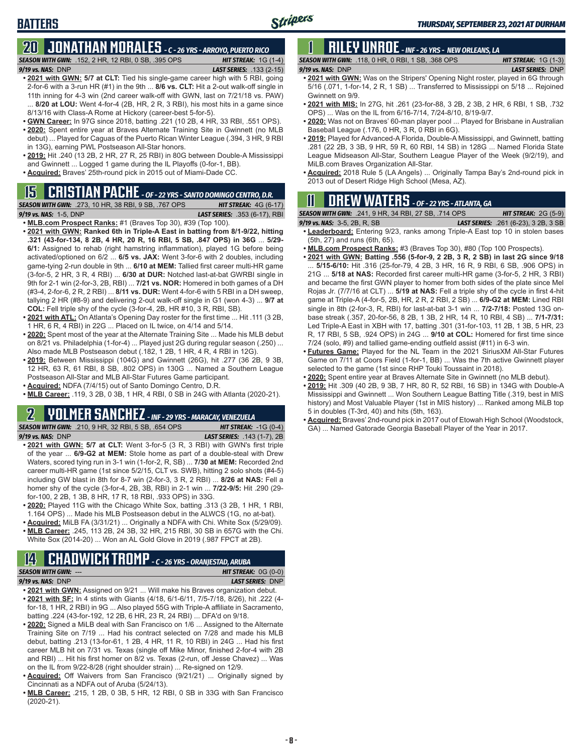# BATTERS

## 20 JONATHAN MORALES - C - 26 YRS - ARROYO, PUERTO RICO

**SEASON WITH GWN:** .152, 2 HR, 12 RBI, 0 SB, .395 OPS — **HIT STREAK:** 1G (1-4)
**9/19 vs. NAS:** DNP — **LAST SERIES:** .133 (2-15)

- **2021 with GWN:** 5/7 at CLT: Tied his single-game career high with 5 RBI, going 2-for-6 with a 3-run HR (#1) in the 9th ... **8/6 vs. CLT:** Hit a 2-out walk-off single in 11th inning for 4-3 win (2nd career walk-off with GWN, last on 7/21/18 vs. PAW) ... **8/20 at LOU:** Went 4-for-4 (2B, HR, 2 R, 3 RBI), his most hits in a game since 8/13/16 with Class-A Rome at Hickory (career-best 5-for-5).
- **GWN Career:** In 97G since 2018, batting .221 (10 2B, 4 HR, 33 RBI, .551 OPS).
- **2020:** Spent entire year at Braves Alternate Training Site in Gwinnett (no MLB debut) ... Played for Caguas of the Puerto Rican Winter League (.394, 3 HR, 9 RBI in 13G), earning PWL Postseason All-Star honors.
- **2019:** Hit .240 (13 2B, 2 HR, 27 R, 25 RBI) in 80G between Double-A Mississippi and Gwinnett ... Logged 1 game during the IL Playoffs (0-for-1, BB).
- **Acquired:** Braves' 25th-round pick in 2015 out of Miami-Dade CC.

## 15 CRISTIAN PACHE - OF - 22 YRS - SANTO DOMINGO CENTRO, D.R.

**SEASON WITH GWN:** .273, 10 HR, 38 RBI, 9 SB, .767 OPS — **HIT STREAK:** 4G (6-17)
**9/19 vs. NAS:** 1-5, DNP — **LAST SERIES:** .353 (6-17), RBI

- **MLB.com Prospect Ranks:** #1 (Braves Top 30), #39 (Top 100).
- **2021 with GWN: Ranked 6th in Triple-A East in batting from 8/1-9/22, hitting .321 (43-for-134, 8 2B, 4 HR, 20 R, 16 RBI, 5 SB, .847 OPS) in 36G** ... **5/29-6/1:** Assigned to rehab (right hamstring inflammation), played 1G before being activated/optioned on 6/2 ... **6/5 vs. JAX:** Went 3-for-6 with 2 doubles, including game-tying 2-run double in 9th ... **6/10 at MEM:** Tallied first career multi-HR game (3-for-5, 2 HR, 3 R, 4 RBI) ... **6/30 at DUR:** Notched last-at-bat GWRBI single in 9th for 2-1 win (2-for-3, 2B, RBI) ... **7/21 vs. NOR:** Homered in both games of a DH (#3-4, 2-for-6, 2 R, 2 RBI) ... **8/11 vs. DUR:** Went 4-for-6 with 5 RBI in a DH sweep, tallying 2 HR (#8-9) and delivering 2-out walk-off single in G1 (won 4-3) ... **9/7 at COL:** Fell triple shy of the cycle (3-for-4, 2B, HR #10, 3 R, RBI, SB).
- **2021 with ATL:** On Atlanta's Opening Day roster for the first time ... Hit .111 (3 2B, 1 HR, 6 R, 4 RBI) in 22G ... Placed on IL twice, on 4/14 and 5/14.
- **2020:** Spent most of the year at the Alternate Training Site ... Made his MLB debut on 8/21 vs. Philadelphia (1-for-4) ... Played just 2G during regular season (.250) ... Also made MLB Postseason debut (.182, 1 2B, 1 HR, 4 R, 4 RBI in 12G).
- **2019:** Between Mississippi (104G) and Gwinnett (26G), hit .277 (36 2B, 9 3B, 12 HR, 63 R, 61 RBI, 8 SB, .802 OPS) in 130G ... Named a Southern League Postseason All-Star and MLB All-Star Futures Game participant.
- **Acquired:** NDFA (7/4/15) out of Santo Domingo Centro, D.R.
- **MLB Career:** .119, 3 2B, 0 3B, 1 HR, 4 RBI, 0 SB in 24G with Atlanta (2020-21).

## 2 YOLMER SANCHEZ - INF - 29 YRS - MARACAY, VENEZUELA

**SEASON WITH GWN:** .210, 9 HR, 32 RBI, 5 SB, .654 OPS — **HIT STREAK:** -1G (0-4)
**9/19 vs. NAS:** DNP — **LAST SERIES:** .143 (1-7), 2B

- **2021 with GWN:** 5/7 at CLT: Went 3-for-5 (3 R, 3 RBI) with GWN's first triple of the year ... **6/9-G2 at MEM:** Stole home as part of a double-steal with Drew Waters, scored tying run in 3-1 win (1-for-2, R, SB) ... **7/30 at MEM:** Recorded 2nd career multi-HR game (1st since 5/2/15, CLT vs. SWB), hitting 2 solo shots (#4-5) including GW blast in 8th for 8-7 win (2-for-3, 3 R, 2 RBI) ... **8/26 at NAS:** Fell a homer shy of the cycle (3-for-4, 2B, 3B, RBI) in 2-1 win ... **7/22-9/5:** Hit .290 (29-for-100, 2 2B, 1 3B, 8 HR, 17 R, 18 RBI, .933 OPS) in 33G.
- **2020:** Played 11G with the Chicago White Sox, batting .313 (3 2B, 1 HR, 1 RBI, 1.164 OPS) ... Made his MLB Postseason debut in the ALWCS (1G, no at-bat).
- **Acquired:** MiLB FA (3/31/21) ... Originally a NDFA with Chi. White Sox (5/29/09).
- **MLB Career:** .245, 113 2B, 24 3B, 32 HR, 215 RBI, 30 SB in 657G with the Chi. White Sox (2014-20) ... Won an AL Gold Glove in 2019 (.987 FPCT at 2B).

## 14 CHADWICK TROMP - C - 26 YRS - ORANJESTAD, ARUBA

**SEASON WITH GWN:** --- — **HIT STREAK:** 0G (0-0)
**9/19 vs. NAS:** DNP — **LAST SERIES:** DNP

- **2021 with GWN:** Assigned on 9/21 ... Will make his Braves organization debut.
- **2021 with SF:** In 4 stints with Giants (4/18, 6/1-6/11, 7/5-7/18, 8/26), hit .222 (4-for-18, 1 HR, 2 RBI) in 9G ... Also played 55G with Triple-A affiliate in Sacramento, batting .224 (43-for-192, 12 2B, 6 HR, 23 R, 24 RBI) ... DFA'd on 9/18.
- **2020:** Signed a MiLB deal with San Francisco on 1/6 ... Assigned to the Alternate Training Site on 7/19 ... Had his contract selected on 7/28 and made his MLB debut, batting .213 (13-for-61, 1 2B, 4 HR, 11 R, 10 RBI) in 24G ... Had his first career MLB hit on 7/31 vs. Texas (single off Mike Minor, finished 2-for-4 with 2B and RBI) ... Hit his first homer on 8/2 vs. Texas (2-run, off Jesse Chavez) ... Was on the IL from 9/22-8/28 (right shoulder strain) ... Re-signed on 12/9.
- **Acquired:** Off Waivers from San Francisco (9/21/21) ... Originally signed by Cincinnati as a NDFA out of Aruba (5/24/13).
- **MLB Career:** .215, 1 2B, 0 3B, 5 HR, 12 RBI, 0 SB in 33G with San Francisco (2020-21).

## 1 RILEY UNROE - INF - 26 YRS - NEW ORLEANS, LA

**SEASON WITH GWN:** .118, 0 HR, 0 RBI, 1 SB, .368 OPS — **HIT STREAK:** 1G (1-3)
**9/19 vs. NAS:** DNP — **LAST SERIES:** DNP

- **2021 with GWN:** Was on the Stripers' Opening Night roster, played in 6G through 5/16 (.071, 1-for-14, 2 R, 1 SB) ... Transferred to Mississippi on 5/18 ... Rejoined Gwinnett on 9/9.
- **2021 with MIS:** In 27G, hit .261 (23-for-88, 3 2B, 3 3B, 2 HR, 6 RBI, 1 SB, .732 OPS) ... Was on the IL from 6/16-7/14, 7/24-8/10, 8/19-9/7.
- **2020:** Was not on Braves' 60-man player pool ... Played for Brisbane in Australian Baseball League (.176, 0 HR, 3 R, 0 RBI in 6G).
- **2019:** Played for Advanced-A Florida, Double-A Mississippi, and Gwinnett, batting .281 (22 2B, 3 3B, 9 HR, 59 R, 60 RBI, 14 SB) in 128G ... Named Florida State League Midseason All-Star, Southern League Player of the Week (9/2/19), and MiLB.com Braves Organization All-Star.
- **Acquired:** 2018 Rule 5 (LA Angels) ... Originally Tampa Bay's 2nd-round pick in 2013 out of Desert Ridge High School (Mesa, AZ).

## 11 DREW WATERS - OF - 22 YRS - ATLANTA, GA

**SEASON WITH GWN:** .241, 9 HR, 34 RBI, 27 SB, .714 OPS — **HIT STREAK:** 2G (5-9)
**9/19 vs. NAS:** 3-5, 2B, R, SB — **LAST SERIES:** .261 (6-23), 3 2B, 3 SB

- **Leaderboard:** Entering 9/23, ranks among Triple-A East top 10 in stolen bases (5th, 27) and runs (6th, 65).
- **MLB.com Prospect Ranks:** #3 (Braves Top 30), #80 (Top 100 Prospects).
- **2021 with GWN: Batting .556 (5-for-9, 2 2B, 3 R, 2 SB) in last 2G since 9/18** ... **5/15-6/10:** Hit .316 (25-for-79, 4 2B, 3 HR, 16 R, 9 RBI, 6 SB, .906 OPS) in 21G ... **5/18 at NAS:** Recorded first career multi-HR game (3-for-5, 2 HR, 3 RBI) and became the first GWN player to homer from both sides of the plate since Mel Rojas Jr. (7/7/16 at CLT) ... **5/19 at NAS:** Fell a triple shy of the cycle in first 4-hit game at Triple-A (4-for-5, 2B, HR, 2 R, 2 RBI, 2 SB) ... **6/9-G2 at MEM:** Lined RBI single in 8th (2-for-3, R, RBI) for last-at-bat 3-1 win ... **7/2-7/18:** Posted 13G on-base streak (.357, 20-for-56, 8 2B, 1 3B, 2 HR, 14 R, 10 RBI, 4 SB) ... **7/1-7/31:** Led Triple-A East in XBH with 17, batting .301 (31-for-103, 11 2B, 1 3B, 5 HR, 23 R, 17 RBI, 5 SB, .924 OPS) in 24G ... **9/10 at COL:** Homered for first time since 7/24 (solo, #9) and tallied game-ending outfield assist (#11) in 6-3 win.
- **Futures Game:** Played for the NL Team in the 2021 SiriusXM All-Star Futures Game on 7/11 at Coors Field (1-for-1, BB) ... Was the 7th active Gwinnett player selected to the game (1st since RHP Touki Toussaint in 2018).
- **2020:** Spent entire year at Braves Alternate Site in Gwinnett (no MLB debut).
- **2019:** Hit .309 (40 2B, 9 3B, 7 HR, 80 R, 52 RBI, 16 SB) in 134G with Double-A Mississippi and Gwinnett ... Won Southern League Batting Title (.319, best in MIS history) and Most Valuable Player (1st in MIS history) ... Ranked among MiLB top 5 in doubles (T-3rd, 40) and hits (5th, 163).
- **Acquired:** Braves' 2nd-round pick in 2017 out of Etowah High School (Woodstock, GA) ... Named Gatorade Georgia Baseball Player of the Year in 2017.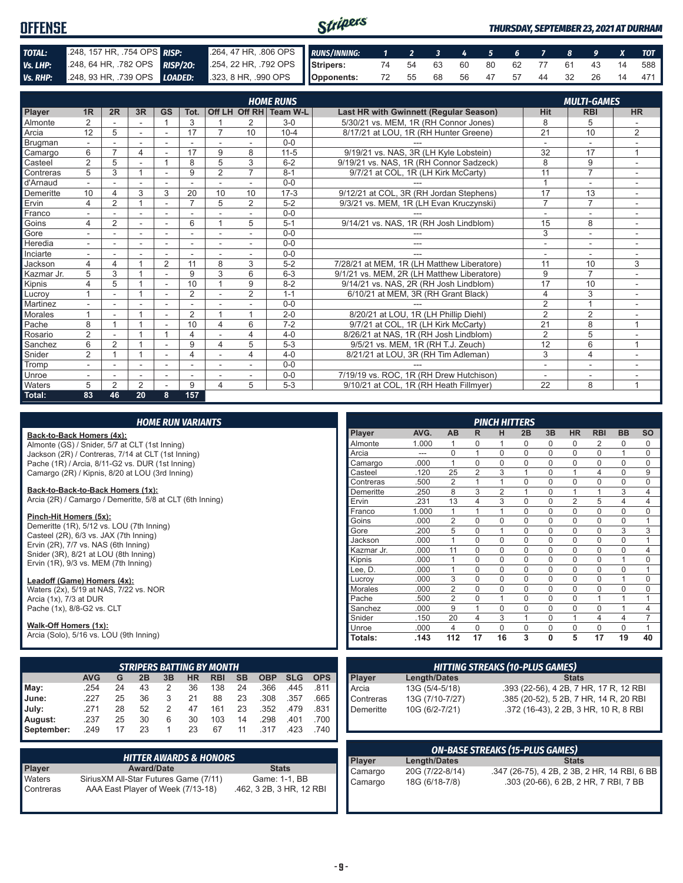# OFFENSE

*THURSDAY, SEPTEMBER 23, 2021 AT DURHAM*

| | | | |
|---|---|---|---|
| **TOTAL:** | .248, 157 HR, .754 OPS | **RISP:** | .264, 47 HR, .806 OPS |
| **Vs. LHP:** | .248, 64 HR, .782 OPS | **RISP/2O:** | .254, 22 HR, .792 OPS |
| **Vs. RHP:** | .248, 93 HR, .739 OPS | **LOADED:** | .323, 8 HR, .990 OPS |

| RUNS/INNING: | 1 | 2 | 3 | 4 | 5 | 6 | 7 | 8 | 9 | X | TOT |
|---|---|---|---|---|---|---|---|---|---|---|---|
| Stripers: | 74 | 54 | 63 | 60 | 80 | 62 | 77 | 61 | 43 | 14 | 588 |
| Opponents: | 72 | 55 | 68 | 56 | 47 | 57 | 44 | 32 | 26 | 14 | 471 |

## HOME RUNS / MULTI-GAMES

| Player | 1R | 2R | 3R | GS | Tot. | Off LH | Off RH | Team W-L | Last HR with Gwinnett (Regular Season) | Hit | RBI | HR |
|---|---|---|---|---|---|---|---|---|---|---|---|---|
| Almonte | 2 | - | - | 1 | 3 | 1 | 2 | 3-0 | 5/30/21 vs. MEM, 1R (RH Connor Jones) | 8 | 5 | - |
| Arcia | 12 | 5 | - | - | 17 | 7 | 10 | 10-4 | 8/17/21 at LOU, 1R (RH Hunter Greene) | 21 | 10 | 2 |
| Brugman | - | - | - | - | - | - | - | 0-0 | --- | - | - | - |
| Camargo | 6 | 7 | 4 | - | 17 | 9 | 8 | 11-5 | 9/19/21 vs. NAS, 3R (LH Kyle Lobstein) | 32 | 17 | 1 |
| Casteel | 2 | 5 | - | 1 | 8 | 5 | 3 | 6-2 | 9/19/21 vs. NAS, 1R (RH Connor Sadzeck) | 8 | 9 | - |
| Contreras | 5 | 3 | 1 | - | 9 | 2 | 7 | 8-1 | 9/7/21 at COL, 1R (LH Kirk McCarty) | 11 | 7 | - |
| d'Arnaud | - | - | - | - | - | - | - | 0-0 | --- | 1 | - | - |
| Demeritte | 10 | 4 | 3 | 3 | 20 | 10 | 10 | 17-3 | 9/12/21 at COL, 3R (RH Jordan Stephens) | 17 | 13 | - |
| Ervin | 4 | 2 | 1 | - | 7 | 5 | 2 | 5-2 | 9/3/21 vs. MEM, 1R (LH Evan Kruczynski) | 7 | 7 | - |
| Franco | - | - | - | - | - | - | - | 0-0 | --- | - | - | - |
| Goins | 4 | 2 | - | - | 6 | 1 | 5 | 5-1 | 9/14/21 vs. NAS, 1R (RH Josh Lindblom) | 15 | 8 | - |
| Gore | - | - | - | - | - | - | - | 0-0 | --- | 3 | - | - |
| Heredia | - | - | - | - | - | - | - | 0-0 | --- | - | - | - |
| Inciarte | - | - | - | - | - | - | - | 0-0 | --- | - | - | - |
| Jackson | 4 | 4 | 1 | 2 | 11 | 8 | 3 | 5-2 | 7/28/21 at MEM, 1R (LH Matthew Liberatore) | 11 | 10 | 3 |
| Kazmar Jr. | 5 | 3 | 1 | - | 9 | 3 | 6 | 6-3 | 9/1/21 vs. MEM, 2R (LH Matthew Liberatore) | 9 | 7 | - |
| Kipnis | 4 | 5 | 1 | - | 10 | 1 | 9 | 8-2 | 9/14/21 vs. NAS, 2R (RH Josh Lindblom) | 17 | 10 | - |
| Lucroy | 1 | - | 1 | - | 2 | - | 2 | 1-1 | 6/10/21 at MEM, 3R (RH Grant Black) | 4 | 3 | - |
| Martinez | - | - | - | - | - | - | - | 0-0 | --- | 2 | 1 | - |
| Morales | 1 | - | 1 | - | 2 | 1 | 1 | 2-0 | 8/20/21 at LOU, 1R (LH Phillip Diehl) | 2 | 2 | - |
| Pache | 8 | 1 | 1 | - | 10 | 4 | 6 | 7-2 | 9/7/21 at COL, 1R (LH Kirk McCarty) | 21 | 8 | 1 |
| Rosario | 2 | - | 1 | 1 | 4 | - | 4 | 4-0 | 8/26/21 at NAS, 1R (RH Josh Lindblom) | 2 | 5 | - |
| Sanchez | 6 | 2 | 1 | - | 9 | 4 | 5 | 5-3 | 9/5/21 vs. MEM, 1R (RH T.J. Zeuch) | 12 | 6 | 1 |
| Snider | 2 | 1 | 1 | - | 4 | - | 4 | 4-0 | 8/21/21 at LOU, 3R (RH Tim Adleman) | 3 | 4 | - |
| Tromp | - | - | - | - | - | - | - | 0-0 | --- | - | - | - |
| Unroe | - | - | - | - | - | - | - | 0-0 | 7/19/19 vs. ROC, 1R (RH Drew Hutchison) | - | - | - |
| Waters | 5 | 2 | 2 | - | 9 | 4 | 5 | 5-3 | 9/10/21 at COL, 1R (RH Heath Fillmyer) | 22 | 8 | 1 |
| **Total:** | **83** | **46** | **20** | **8** | **157** | | | | | | | |

## HOME RUN VARIANTS

**Back-to-Back Homers (4x):**
Almonte (GS) / Snider, 5/7 at CLT (1st Inning)
Jackson (2R) / Contreras, 7/14 at CLT (1st Inning)
Pache (1R) / Arcia, 8/11-G2 vs. DUR (1st Inning)
Camargo (2R) / Kipnis, 8/20 at LOU (3rd Inning)

**Back-to-Back-to-Back Homers (1x):**
Arcia (2R) / Camargo / Demeritte, 5/8 at CLT (6th Inning)

**Pinch-Hit Homers (5x):**
Demeritte (1R), 5/12 vs. LOU (7th Inning)
Casteel (2R), 6/3 vs. JAX (7th Inning)
Ervin (2R), 7/7 vs. NAS (6th Inning)
Snider (3R), 8/21 at LOU (8th Inning)
Ervin (1R), 9/3 vs. MEM (7th Inning)

**Leadoff (Game) Homers (4x):**
Waters (2x), 5/19 at NAS, 7/22 vs. NOR
Arcia (1x), 7/3 at DUR
Pache (1x), 8/8-G2 vs. CLT

**Walk-Off Homers (1x):**
Arcia (Solo), 5/16 vs. LOU (9th Inning)

## PINCH HITTERS

| Player | AVG. | AB | R | H | 2B | 3B | HR | RBI | BB | SO |
|---|---|---|---|---|---|---|---|---|---|---|
| Almonte | 1.000 | 1 | 0 | 1 | 0 | 0 | 0 | 2 | 0 | 0 |
| Arcia | --- | 0 | 1 | 0 | 0 | 0 | 0 | 0 | 1 | 0 |
| Camargo | .000 | 1 | 0 | 0 | 0 | 0 | 0 | 0 | 0 | 0 |
| Casteel | .120 | 25 | 2 | 3 | 1 | 0 | 1 | 4 | 0 | 9 |
| Contreras | .500 | 2 | 1 | 1 | 0 | 0 | 0 | 0 | 0 | 0 |
| Demeritte | .250 | 8 | 3 | 2 | 1 | 0 | 1 | 1 | 3 | 4 |
| Ervin | .231 | 13 | 4 | 3 | 0 | 0 | 2 | 5 | 4 | 4 |
| Franco | 1.000 | 1 | 1 | 1 | 0 | 0 | 0 | 0 | 0 | 0 |
| Goins | .000 | 2 | 0 | 0 | 0 | 0 | 0 | 0 | 0 | 1 |
| Gore | .200 | 5 | 0 | 1 | 0 | 0 | 0 | 0 | 3 | 3 |
| Jackson | .000 | 1 | 0 | 0 | 0 | 0 | 0 | 0 | 0 | 1 |
| Kazmar Jr. | .000 | 11 | 0 | 0 | 0 | 0 | 0 | 0 | 0 | 4 |
| Kipnis | .000 | 1 | 0 | 0 | 0 | 0 | 0 | 0 | 1 | 0 |
| Lee, D. | .000 | 1 | 0 | 0 | 0 | 0 | 0 | 0 | 0 | 1 |
| Lucroy | .000 | 3 | 0 | 0 | 0 | 0 | 0 | 0 | 1 | 0 |
| Morales | .000 | 2 | 0 | 0 | 0 | 0 | 0 | 0 | 0 | 0 |
| Pache | .500 | 2 | 0 | 1 | 0 | 0 | 0 | 1 | 1 | 1 |
| Sanchez | .000 | 9 | 1 | 0 | 0 | 0 | 0 | 0 | 1 | 4 |
| Snider | .150 | 20 | 4 | 3 | 1 | 0 | 1 | 4 | 4 | 7 |
| Unroe | .000 | 4 | 0 | 0 | 0 | 0 | 0 | 0 | 0 | 1 |
| **Totals:** | **.143** | **112** | **17** | **16** | **3** | **0** | **5** | **17** | **19** | **40** |

## STRIPERS BATTING BY MONTH

| | AVG | G | 2B | 3B | HR | RBI | SB | OBP | SLG | OPS |
|---|---|---|---|---|---|---|---|---|---|---|
| May: | .254 | 24 | 43 | 2 | 36 | 138 | 24 | .366 | .445 | .811 |
| June: | .227 | 25 | 36 | 3 | 21 | 88 | 23 | .308 | .357 | .665 |
| July: | .271 | 28 | 52 | 2 | 47 | 161 | 23 | .352 | .479 | .831 |
| August: | .237 | 25 | 30 | 6 | 30 | 103 | 14 | .298 | .401 | .700 |
| September: | .249 | 17 | 23 | 1 | 23 | 67 | 11 | .317 | .423 | .740 |

## HITTING STREAKS (10-PLUS GAMES)

| Player | Length/Dates | Stats |
|---|---|---|
| Arcia | 13G (5/4-5/18) | .393 (22-56), 4 2B, 7 HR, 17 R, 12 RBI |
| Contreras | 13G (7/10-7/27) | .385 (20-52), 5 2B, 7 HR, 14 R, 20 RBI |
| Demeritte | 10G (6/2-7/21) | .372 (16-43), 2 2B, 3 HR, 10 R, 8 RBI |

## HITTER AWARDS & HONORS

| Player | Award/Date | Stats |
|---|---|---|
| Waters | SiriusXM All-Star Futures Game (7/11) | Game: 1-1, BB |
| Contreras | AAA East Player of Week (7/13-18) | .462, 3 2B, 3 HR, 12 RBI |

## ON-BASE STREAKS (15-PLUS GAMES)

| Player | Length/Dates | Stats |
|---|---|---|
| Camargo | 20G (7/22-8/14) | .347 (26-75), 4 2B, 2 3B, 2 HR, 14 RBI, 6 BB |
| Camargo | 18G (6/18-7/8) | .303 (20-66), 6 2B, 2 HR, 7 RBI, 7 BB |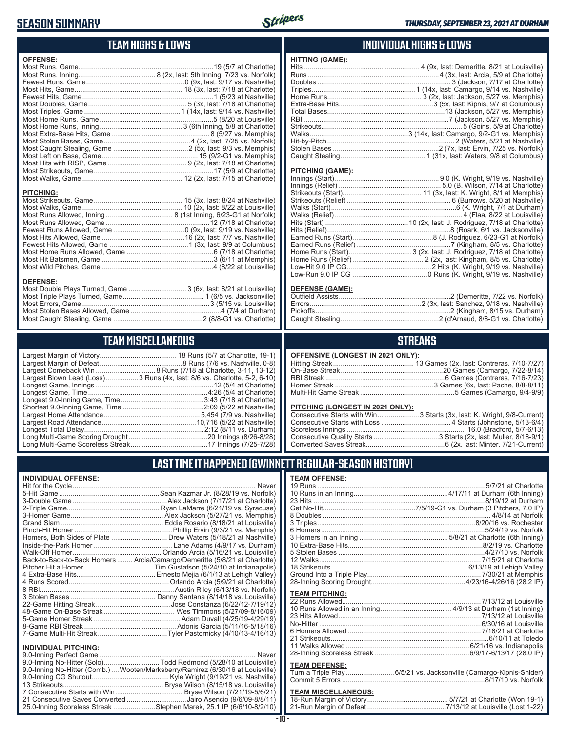# SEASON SUMMARY

## TEAM HIGHS & LOWS

### OFFENSE:

| Category | Record |
|---|---|
| Most Runs, Game | 19 (5/7 at Charlotte) |
| Most Runs, Inning | 8 (2x, last: 5th Inning, 7/23 vs. Norfolk) |
| Fewest Runs, Game | 0 (9x, last: 9/17 vs. Nashville) |
| Most Hits, Game | 18 (3x, last: 7/18 at Charlotte) |
| Fewest Hits, Game | 1 (5/23 at Nashville) |
| Most Doubles, Game | 5 (3x, last: 7/18 at Charlotte) |
| Most Triples, Game | 1 (14x, last: 9/14 vs. Nashville) |
| Most Home Runs, Game | 5 (8/20 at Louisville) |
| Most Home Runs, Inning | 3 (6th Inning, 5/8 at Charlotte) |
| Most Extra-Base Hits, Game | 8 (5/27 vs. Memphis) |
| Most Stolen Bases, Game | 4 (2x, last: 7/25 vs. Norfolk) |
| Most Caught Stealing, Game | 2 (5x, last: 9/3 vs. Memphis) |
| Most Left on Base, Game | 15 (9/2-G1 vs. Memphis) |
| Most Hits with RISP, Game | 9 (2x, last: 7/18 at Charlotte) |
| Most Strikeouts, Game | 17 (5/9 at Charlotte) |
| Most Walks, Game | 12 (2x, last: 7/15 at Charlotte) |

### PITCHING:

| Category | Record |
|---|---|
| Most Strikeouts, Game | 15 (3x, last: 8/24 at Nashville) |
| Most Walks, Game | 10 (2x, last: 8/22 at Louisville) |
| Most Runs Allowed, Inning | 8 (1st Inning, 6/23-G1 at Norfolk) |
| Most Runs Allowed, Game | 12 (7/18 at Charlotte) |
| Fewest Runs Allowed, Game | 0 (9x, last: 9/19 vs. Nashville) |
| Most Hits Allowed, Game | 16 (2x, last: 7/7 vs. Nashville) |
| Fewest Hits Allowed, Game | 1 (3x, last: 9/9 at Columbus) |
| Most Home Runs Allowed, Game | 6 (7/18 at Charlotte) |
| Most Hit Batsmen, Game | 3 (6/11 at Memphis) |
| Most Wild Pitches, Game | 4 (8/22 at Louisville) |

### DEFENSE:

| Category | Record |
|---|---|
| Most Double Plays Turned, Game | 3 (6x, last: 8/21 at Louisville) |
| Most Triple Plays Turned, Game | 1 (6/5 vs. Jacksonville) |
| Most Errors, Game | 3 (5/15 vs. Louisville) |
| Most Stolen Bases Allowed, Game | 4 (7/4 at Durham) |
| Most Caught Stealing, Game | 2 (8/8-G1 vs. Charlotte) |

## INDIVIDUAL HIGHS & LOWS

### HITTING (GAME):

| Category | Record |
|---|---|
| Hits | 4 (9x, last: Demeritte, 8/21 at Louisville) |
| Runs | 4 (3x, last: Arcia, 5/9 at Charlotte) |
| Doubles | 3 (Jackson, 7/17 at Charlotte) |
| Triples | 1 (14x, last: Camargo, 9/14 vs. Nashville) |
| Home Runs | 3 (2x, last: Jackson, 5/27 vs. Memphis) |
| Extra-Base Hits | 3 (5x, last: Kipnis, 9/7 at Columbus) |
| Total Bases | 13 (Jackson, 5/27 vs. Memphis) |
| RBI | 7 (Jackson, 5/27 vs. Memphis) |
| Strikeouts | 5 (Goins, 5/9 at Charlotte) |
| Walks | 3 (14x, last: Camargo, 9/2-G1 vs. Memphis) |
| Hit-by-Pitch | 2 (Waters, 5/21 at Nashville) |
| Stolen Bases | 2 (7x, last: Ervin, 7/25 vs. Norfolk) |
| Caught Stealing | 1 (31x, last: Waters, 9/8 at Columbus) |

### PITCHING (GAME):

| Category | Record |
|---|---|
| Innings (Start) | 9.0 (K. Wright, 9/19 vs. Nashville) |
| Innings (Relief) | 5.0 (B. Wilson, 7/14 at Charlotte) |
| Strikeouts (Start) | 11 (3x, last: K. Wright, 8/1 at Memphis) |
| Strikeouts (Relief) | 6 (Burrows, 5/20 at Nashville) |
| Walks (Start) | 6 (K. Wright, 7/1 at Durham) |
| Walks (Relief) | 4 (Flaa, 8/22 at Louisville) |
| Hits (Start) | 10 (2x, last: J. Rodriguez, 7/18 at Charlotte) |
| Hits (Relief) | 8 (Roark, 6/1 vs. Jacksonville) |
| Earned Runs (Start) | 8 (J. Rodriguez, 6/23-G1 at Norfolk) |
| Earned Runs (Relief) | 7 (Kingham, 8/5 vs. Charlotte) |
| Home Runs (Start) | 3 (2x, last: J. Rodriguez, 7/18 at Charlotte) |
| Home Runs (Relief) | 2 (2x, last: Kingham, 8/5 vs. Charlotte) |
| Low-Hit 9.0 IP CG | 2 Hits (K. Wright, 9/19 vs. Nashville) |
| Low-Run 9.0 IP CG | 0 Runs (K. Wright, 9/19 vs. Nashville) |

### DEFENSE (GAME):

| Category | Record |
|---|---|
| Outfield Assists | 2 (Demeritte, 7/22 vs. Norfolk) |
| Errors | 2 (3x, last: Sanchez, 9/18 vs. Nashville) |
| Pickoffs | 2 (Kingham, 8/15 vs. Durham) |
| Caught Stealing | 2 (d'Arnaud, 8/8-G1 vs. Charlotte) |

## TEAM MISCELLANEOUS

| Category | Record |
|---|---|
| Largest Margin of Victory | 18 Runs (5/7 at Charlotte, 19-1) |
| Largest Margin of Defeat | 8 Runs (7/6 vs. Nashville, 0-8) |
| Largest Comeback Win | 8 Runs (7/18 at Charlotte, 3-11, 13-12) |
| Largest Blown Lead (Loss) | 3 Runs (4x, last: 8/6 vs. Charlotte, 5-2, 6-10) |
| Longest Game, Innings | 12 (5/4 at Charlotte) |
| Longest Game, Time | 4:26 (5/4 at Charlotte) |
| Longest 9.0-Inning Game, Time | 3:43 (7/18 at Charlotte) |
| Shortest 9.0-Inning Game, Time | 2:09 (5/22 at Nashville) |
| Largest Home Attendance | 5,454 (7/9 vs. Nashville) |
| Largest Road Attendance | 10,716 (5/22 at Nashville) |
| Longest Total Delay | 2:12 (8/11 vs. Durham) |
| Long Multi-Game Scoring Drought | 20 Innings (8/26-8/28) |
| Long Multi-Game Scoreless Streak | 17 Innings (7/25-7/28) |

## STREAKS

### OFFENSIVE (LONGEST IN 2021 ONLY):

| Category | Record |
|---|---|
| Hitting Streak | 13 Games (2x, last: Contreras, 7/10-7/27) |
| On-Base Streak | 20 Games (Camargo, 7/22-8/14) |
| RBI Streak | 6 Games (Contreras, 7/16-7/23) |
| Homer Streak | 3 Games (6x, last: Pache, 8/8-8/11) |
| Multi-Hit Game Streak | 5 Games (Camargo, 9/4-9/9) |

### PITCHING (LONGEST IN 2021 ONLY):

| Category | Record |
|---|---|
| Consecutive Starts with Win | 3 Starts (3x, last: K. Wright, 9/8-Current) |
| Consecutive Starts with Loss | 4 Starts (Johnstone, 5/13-6/4) |
| Scoreless Innings | 16.0 (Bradford, 5/7-6/13) |
| Consecutive Quality Starts | 3 Starts (2x, last: Muller, 8/18-9/1) |
| Converted Saves Streak | 6 (2x, last: Minter, 7/21-Current) |

## LAST TIME IT HAPPENED (GWINNETT REGULAR-SEASON HISTORY)

### INDIVIDUAL OFFENSE:

| Category | Record |
|---|---|
| Hit for the Cycle | Never |
| 5-Hit Game | Sean Kazmar Jr. (8/28/19 vs. Norfolk) |
| 3-Double Game | Alex Jackson (7/17/21 at Charlotte) |
| 2-Triple Game | Ryan LaMarre (6/21/19 vs. Syracuse) |
| 3-Homer Game | Alex Jackson (5/27/21 vs. Memphis) |
| Grand Slam | Eddie Rosario (8/18/21 at Louisville) |
| Pinch-Hit Homer | Phillip Ervin (9/3/21 vs. Memphis) |
| Homers, Both Sides of Plate | Drew Waters (5/18/21 at Nashville) |
| Inside-the-Park Homer | Lane Adams (4/9/17 vs. Durham) |
| Walk-Off Homer | Orlando Arcia (5/16/21 vs. Louisville) |
| Back-to-Back-to-Back Homers | Arcia/Camargo/Demeritte (5/8/21 at Charlotte) |
| Pitcher Hit a Homer | Tim Gustafson (5/24/10 at Indianapolis) |
| 4 Extra-Base Hits | Ernesto Mejia (6/1/13 at Lehigh Valley) |
| 4 Runs Scored | Orlando Arcia (5/9/21 at Charlotte) |
| 8 RBI | Austin Riley (5/13/18 vs. Norfolk) |
| 3 Stolen Bases | Danny Santana (8/14/18 vs. Louisville) |
| 22-Game Hitting Streak | Jose Constanza (6/22/12-7/19/12) |
| 48-Game On-Base Streak | Wes Timmons (5/27/09-8/16/09) |
| 5-Game Homer Streak | Adam Duvall (4/25/19-4/29/19) |
| 8-Game RBI Streak | Adonis Garcia (5/11/16-5/18/16) |
| 7-Game Multi-Hit Streak | Tyler Pastornicky (4/10/13-4/16/13) |

### INDIVIDUAL PITCHING:

| Category | Record |
|---|---|
| 9.0-Inning Perfect Game | Never |
| 9.0-Inning No-Hitter (Solo) | Todd Redmond (5/28/10 at Louisville) |
| 9.0-Inning No-Hitter (Comb.) | Wooten/Marksberry/Ramirez (6/30/16 at Louisville) |
| 9.0-Inning CG Shutout | Kyle Wright (9/19/21 vs. Nashville) |
| 13 Strikeouts | Bryse Wilson (8/15/18 vs. Louisville) |
| 7 Consecutive Starts with Win | Bryse Wilson (7/21/19-5/6/21) |
| 21 Consecutive Saves Converted | Jairo Asencio (9/6/09-8/8/11) |
| 25.0-Inning Scoreless Streak | Stephen Marek, 25.1 IP (6/6/10-8/2/10) |

### TEAM OFFENSE:

| Category | Record |
|---|---|
| 19 Runs | 5/7/21 at Charlotte |
| 10 Runs in an Inning | 4/17/11 at Durham (6th Inning) |
| 23 Hits | 8/19/12 at Durham |
| Get No-Hit | 7/5/19-G1 vs. Durham (3 Pitchers, 7.0 IP) |
| 8 Doubles | 4/8/14 at Norfolk |
| 3 Triples | 8/20/16 vs. Rochester |
| 6 Homers | 5/24/19 vs. Norfolk |
| 3 Homers in an Inning | 5/8/21 at Charlotte (6th Inning) |
| 10 Extra-Base Hits | 8/2/19 vs. Charlotte |
| 5 Stolen Bases | 4/27/10 vs. Norfolk |
| 12 Walks | 7/15/21 at Charlotte |
| 18 Strikeouts | 6/13/19 at Lehigh Valley |
| Ground Into a Triple Play | 7/30/21 at Memphis |
| 28-Inning Scoring Drought | 4/23/16-4/26/16 (28.2 IP) |

### TEAM PITCHING:

| Category | Record |
|---|---|
| 22 Runs Allowed | 7/13/12 at Louisville |
| 10 Runs Allowed in an Inning | 4/9/13 at Durham (1st Inning) |
| 23 Hits Allowed | 7/13/12 at Louisville |
| No-Hitter | 6/30/16 at Louisville |
| 6 Homers Allowed | 7/18/21 at Charlotte |
| 21 Strikeouts | 6/10/11 at Toledo |
| 11 Walks Allowed | 6/21/16 vs. Indianapolis |
| 28-Inning Scoreless Streak | 6/9/17-6/13/17 (28.0 IP) |

### TEAM DEFENSE:

| Category | Record |
|---|---|
| Turn a Triple Play | 6/5/21 vs. Jacksonville (Camargo-Kipnis-Snider) |
| Commit 5 Errors | 8/17/10 vs. Norfolk |

### TEAM MISCELLANEOUS:

| Category | Record |
|---|---|
| 18-Run Margin of Victory | 5/7/21 at Charlotte (Won 19-1) |
| 21-Run Margin of Defeat | 7/13/12 at Louisville (Lost 1-22) |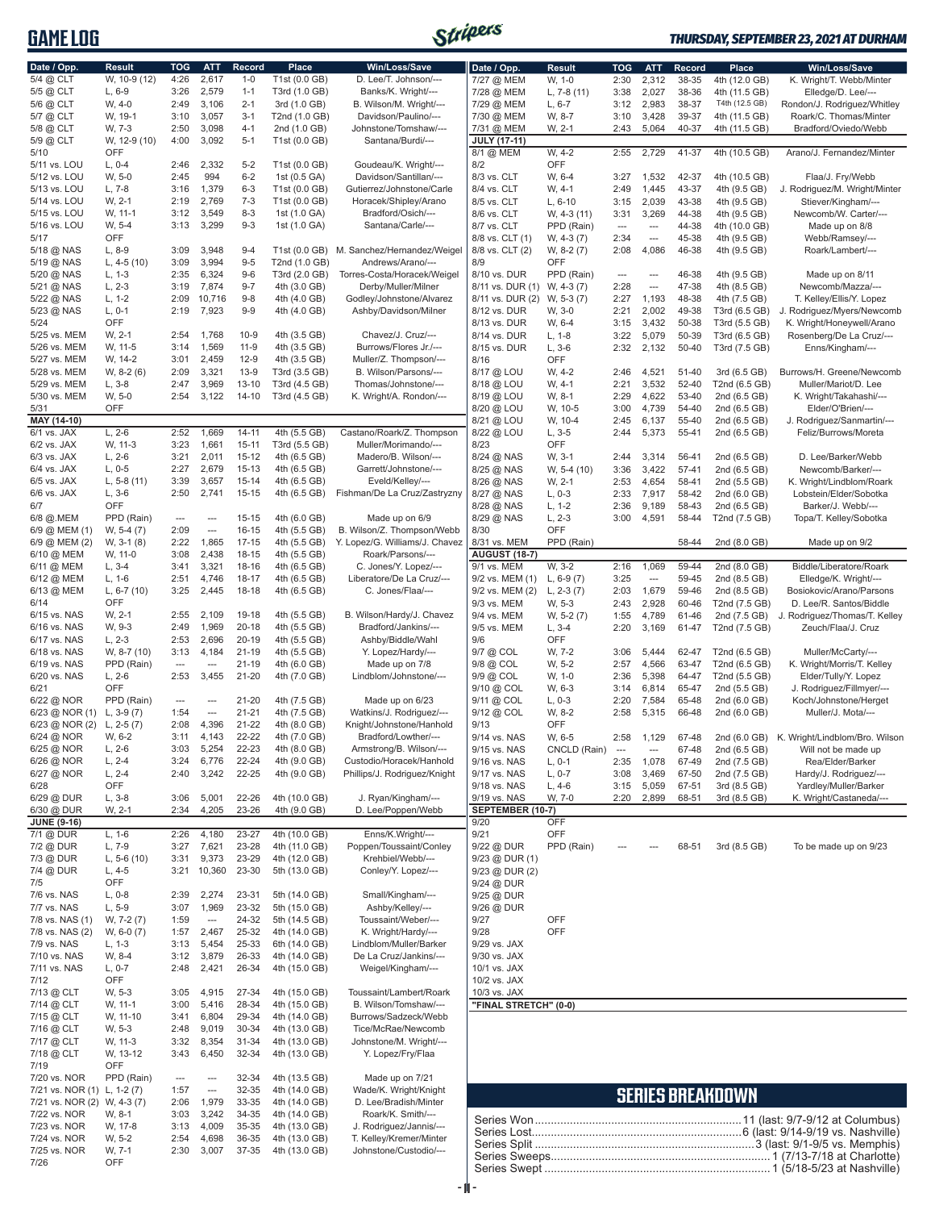# GAME LOG

| Date / Opp. | Result | TOG | ATT | Record | Place | Win/Loss/Save |
|---|---|---|---|---|---|---|
| 5/4 @ CLT | W, 10-9 (12) | 4:26 | 2,617 | 1-0 | T1st (0.0 GB) | D. Lee/T. Johnson/--- |
| 5/5 @ CLT | L, 6-9 | 3:26 | 2,579 | 1-1 | T3rd (1.0 GB) | Banks/K. Wright/--- |
| 5/6 @ CLT | W, 4-0 | 2:49 | 3,106 | 2-1 | 3rd (1.0 GB) | B. Wilson/M. Wright/--- |
| 5/7 @ CLT | W, 19-1 | 3:10 | 3,057 | 3-1 | T2nd (1.0 GB) | Davidson/Paulino/--- |
| 5/8 @ CLT | W, 7-3 | 2:50 | 3,098 | 4-1 | 2nd (1.0 GB) | Johnstone/Tomshaw/--- |
| 5/9 @ CLT | W, 12-9 (10) | 4:00 | 3,092 | 5-1 | T1st (0.0 GB) | Santana/Burdi/--- |
| 5/10 | OFF | | | | | |
| 5/11 vs. LOU | L, 0-4 | 2:46 | 2,332 | 5-2 | T1st (0.0 GB) | Goudeau/K. Wright/--- |
| 5/12 vs. LOU | W, 5-0 | 2:45 | 994 | 6-2 | 1st (0.5 GA) | Davidson/Santillan/--- |
| 5/13 vs. LOU | L, 7-8 | 3:16 | 1,379 | 6-3 | T1st (0.0 GB) | Gutierrez/Johnstone/Carle |
| 5/14 vs. LOU | W, 2-1 | 2:19 | 2,769 | 7-3 | T1st (0.0 GB) | Horacek/Shipley/Arano |
| 5/15 vs. LOU | W, 11-1 | 3:12 | 3,549 | 8-3 | 1st (1.0 GA) | Bradford/Osich/--- |
| 5/16 vs. LOU | W, 5-4 | 3:13 | 3,299 | 9-3 | 1st (1.0 GA) | Santana/Carle/--- |
| 5/17 | OFF | | | | | |
| 5/18 @ NAS | L, 8-9 | 3:09 | 3,948 | 9-4 | T1st (0.0 GB) | M. Sanchez/Hernandez/Weigel |
| 5/19 @ NAS | L, 4-5 (10) | 3:09 | 3,994 | 9-5 | T2nd (1.0 GB) | Andrews/Arano/--- |
| 5/20 @ NAS | L, 1-3 | 2:35 | 6,324 | 9-6 | T3rd (2.0 GB) | Torres-Costa/Horacek/Weigel |
| 5/21 @ NAS | L, 2-3 | 3:19 | 7,874 | 9-7 | 4th (3.0 GB) | Derby/Muller/Milner |
| 5/22 @ NAS | L, 1-2 | 2:09 | 10,716 | 9-8 | 4th (4.0 GB) | Godley/Johnstone/Alvarez |
| 5/23 @ NAS | L, 0-1 | 2:19 | 7,923 | 9-9 | 4th (4.0 GB) | Ashby/Davidson/Milner |
| 5/24 | OFF | | | | | |
| 5/25 vs. MEM | W, 2-1 | 2:54 | 1,768 | 10-9 | 4th (3.5 GB) | Chavez/J. Cruz/--- |
| 5/26 vs. MEM | W, 11-5 | 3:14 | 1,569 | 11-9 | 4th (3.5 GB) | Burrows/Flores Jr./--- |
| 5/27 vs. MEM | W, 14-2 | 3:01 | 2,459 | 12-9 | 4th (3.5 GB) | Muller/Z. Thompson/--- |
| 5/28 vs. MEM | W, 8-2 (6) | 2:09 | 3,321 | 13-9 | T3rd (3.5 GB) | B. Wilson/Parsons/--- |
| 5/29 vs. MEM | L, 3-8 | 2:47 | 3,969 | 13-10 | T3rd (4.5 GB) | Thomas/Johnstone/--- |
| 5/30 vs. MEM | W, 5-0 | 2:54 | 3,122 | 14-10 | T3rd (4.5 GB) | K. Wright/A. Rondon/--- |
| 5/31 | OFF | | | | | |
| **MAY (14-10)** | | | | | | |
| 6/1 vs. JAX | L, 2-6 | 2:52 | 1,669 | 14-11 | 4th (5.5 GB) | Castano/Roark/Z. Thompson |
| 6/2 vs. JAX | W, 11-3 | 3:23 | 1,661 | 15-11 | T3rd (5.5 GB) | Muller/Morimando/--- |
| 6/3 vs. JAX | L, 2-6 | 3:21 | 2,011 | 15-12 | 4th (6.5 GB) | Madero/B. Wilson/--- |
| 6/4 vs. JAX | L, 0-5 | 2:27 | 2,679 | 15-13 | 4th (6.5 GB) | Garrett/Johnstone/--- |
| 6/5 vs. JAX | L, 5-8 (11) | 3:39 | 3,657 | 15-14 | 4th (6.5 GB) | Eveld/Kelley/--- |
| 6/6 vs. JAX | L, 3-6 | 2:50 | 2,741 | 15-15 | 4th (6.5 GB) | Fishman/De La Cruz/Zastryzny |
| 6/7 | OFF | | | | | |
| 6/8 @ MEM | PPD (Rain) | --- | --- | 15-15 | 4th (6.0 GB) | Made up on 6/9 |
| 6/9 @ MEM (1) | W, 5-4 (7) | 2:09 | --- | 16-15 | 4th (5.5 GB) | B. Wilson/Z. Thompson/Webb |
| 6/9 @ MEM (2) | W, 3-1 (8) | 2:22 | 1,865 | 17-15 | 4th (5.5 GB) | Y. Lopez/G. Williams/J. Chavez |
| 6/10 @ MEM | W, 11-0 | 3:08 | 2,438 | 18-15 | 4th (5.5 GB) | Roark/Parsons/--- |
| 6/11 @ MEM | L, 3-4 | 3:41 | 3,321 | 18-16 | 4th (6.5 GB) | C. Jones/Y. Lopez/--- |
| 6/12 @ MEM | L, 1-6 | 2:51 | 4,746 | 18-17 | 4th (6.5 GB) | Liberatore/De La Cruz/--- |
| 6/13 @ MEM | L, 6-7 (10) | 3:25 | 2,445 | 18-18 | 4th (6.5 GB) | C. Jones/Flaa/--- |
| 6/14 | OFF | | | | | |
| 6/15 vs. NAS | W, 2-1 | 2:55 | 2,109 | 19-18 | 4th (5.5 GB) | B. Wilson/Hardy/J. Chavez |
| 6/16 vs. NAS | W, 9-3 | 2:49 | 1,969 | 20-18 | 4th (5.5 GB) | Bradford/Jankins/--- |
| 6/17 vs. NAS | L, 2-3 | 2:53 | 2,696 | 20-19 | 4th (5.5 GB) | Ashby/Biddle/Wahl |
| 6/18 vs. NAS | W, 8-7 (10) | 3:13 | 4,184 | 21-19 | 4th (5.5 GB) | Y. Lopez/Hardy/--- |
| 6/19 vs. NAS | PPD (Rain) | --- | --- | 21-19 | 4th (6.0 GB) | Made up on 7/8 |
| 6/20 vs. NAS | L, 2-6 | 2:53 | 3,455 | 21-20 | 4th (7.0 GB) | Lindblom/Johnstone/--- |
| 6/21 | OFF | | | | | |
| 6/22 @ NOR | PPD (Rain) | --- | --- | 21-20 | 4th (7.5 GB) | Made up on 6/23 |
| 6/23 @ NOR (1) | L, 3-9 (7) | 1:54 | --- | 21-21 | 4th (7.5 GB) | Watkins/J. Rodriguez/--- |
| 6/23 @ NOR (2) | L, 2-5 (7) | 2:08 | 4,396 | 21-22 | 4th (8.0 GB) | Knight/Johnstone/Hanhold |
| 6/24 @ NOR | W, 6-2 | 3:11 | 4,143 | 22-22 | 4th (7.0 GB) | Bradford/Lowther/--- |
| 6/25 @ NOR | L, 2-6 | 3:03 | 5,254 | 22-23 | 4th (8.0 GB) | Armstrong/B. Wilson/--- |
| 6/26 @ NOR | L, 2-4 | 3:24 | 6,776 | 22-24 | 4th (9.0 GB) | Custodio/Horacek/Hanhold |
| 6/27 @ NOR | L, 2-4 | 2:40 | 3,242 | 22-25 | 4th (9.0 GB) | Phillips/J. Rodriguez/Knight |
| 6/28 | OFF | | | | | |
| 6/29 @ DUR | L, 3-8 | 3:06 | 5,001 | 22-26 | 4th (10.0 GB) | J. Ryan/Kingham/--- |
| 6/30 @ DUR | W, 2-1 | 2:34 | 4,205 | 23-26 | 4th (9.0 GB) | D. Lee/Poppen/Webb |
| **JUNE (9-16)** | | | | | | |
| 7/1 @ DUR | L, 1-6 | 2:26 | 4,180 | 23-27 | 4th (10.0 GB) | Enns/K.Wright/--- |
| 7/2 @ DUR | L, 7-9 | 3:27 | 7,621 | 23-28 | 4th (11.0 GB) | Poppen/Toussaint/Conley |
| 7/3 @ DUR | L, 5-6 (10) | 3:31 | 9,373 | 23-29 | 4th (12.0 GB) | Krehbiel/Webb/--- |
| 7/4 @ DUR | L, 4-5 | 3:21 | 10,360 | 23-30 | 5th (13.0 GB) | Conley/Y. Lopez/--- |
| 7/5 | OFF | | | | | |
| 7/6 vs. NAS | L, 0-8 | 2:39 | 2,274 | 23-31 | 5th (14.0 GB) | Small/Kingham/--- |
| 7/7 vs. NAS | L, 5-9 | 3:07 | 1,969 | 23-32 | 5th (15.0 GB) | Ashby/Kelley/--- |
| 7/8 vs. NAS (1) | W, 7-2 (7) | 1:59 | --- | 24-32 | 5th (14.5 GB) | Toussaint/Weber/--- |
| 7/8 vs. NAS (2) | W, 6-0 (7) | 1:57 | 2,467 | 25-32 | 4th (14.0 GB) | K. Wright/Hardy/--- |
| 7/9 vs. NAS | L, 1-3 | 3:13 | 5,454 | 25-33 | 6th (14.0 GB) | Lindblom/Muller/Barker |
| 7/10 vs. NAS | W, 8-4 | 3:12 | 3,879 | 26-33 | 4th (14.0 GB) | De La Cruz/Jankins/--- |
| 7/11 vs. NAS | L, 0-7 | 2:48 | 2,421 | 26-34 | 4th (15.0 GB) | Weigel/Kingham/--- |
| 7/12 | OFF | | | | | |
| 7/13 @ CLT | W, 5-3 | 3:05 | 4,915 | 27-34 | 4th (15.0 GB) | Toussaint/Lambert/Roark |
| 7/14 @ CLT | W, 11-1 | 3:00 | 5,416 | 28-34 | 4th (15.0 GB) | B. Wilson/Tomshaw/--- |
| 7/15 @ CLT | W, 11-10 | 3:41 | 6,804 | 29-34 | 4th (14.0 GB) | Burrows/Sadzeck/Webb |
| 7/16 @ CLT | W, 5-3 | 2:48 | 9,019 | 30-34 | 4th (13.0 GB) | Tice/McRae/Newcomb |
| 7/17 @ CLT | W, 11-3 | 3:32 | 8,354 | 31-34 | 4th (13.0 GB) | Johnstone/M. Wright/--- |
| 7/18 @ CLT | W, 13-12 | 3:43 | 6,450 | 32-34 | 4th (13.0 GB) | Y. Lopez/Fry/Flaa |
| 7/19 | OFF | | | | | |
| 7/20 vs. NOR | PPD (Rain) | --- | --- | 32-34 | 4th (13.5 GB) | Made up on 7/21 |
| 7/21 vs. NOR (1) | L, 1-2 (7) | 1:57 | --- | 32-35 | 4th (14.0 GB) | Wade/K. Wright/Knight |
| 7/21 vs. NOR (2) | W, 4-3 (7) | 2:06 | 1,979 | 33-35 | 4th (14.0 GB) | D. Lee/Bradish/Minter |
| 7/22 vs. NOR | W, 8-1 | 3:03 | 3,242 | 34-35 | 4th (14.0 GB) | Roark/K. Smith/--- |
| 7/23 vs. NOR | W, 17-8 | 3:13 | 4,009 | 35-35 | 4th (13.0 GB) | J. Rodriguez/Jannis/--- |
| 7/24 vs. NOR | W, 5-2 | 2:54 | 4,698 | 36-35 | 4th (13.0 GB) | T. Kelley/Kremer/Minter |
| 7/25 vs. NOR | W, 7-1 | 2:30 | 3,007 | 37-35 | 4th (13.0 GB) | Johnstone/Custodio/--- |
| 7/26 | OFF | | | | | |
| 7/27 @ MEM | W, 1-0 | 2:30 | 2,312 | 38-35 | 4th (12.0 GB) | K. Wright/T. Webb/Minter |
| 7/28 @ MEM | L, 7-8 (11) | 3:38 | 2,027 | 38-36 | 4th (11.5 GB) | Elledge/D. Lee/--- |
| 7/29 @ MEM | L, 6-7 | 3:12 | 2,983 | 38-37 | T4th (12.5 GB) | Rondon/J. Rodriguez/Whitley |
| 7/30 @ MEM | W, 8-7 | 3:10 | 3,428 | 39-37 | 4th (11.5 GB) | Roark/C. Thomas/Minter |
| 7/31 @ MEM | W, 2-1 | 2:43 | 5,064 | 40-37 | 4th (11.5 GB) | Bradford/Oviedo/Webb |
| **JULY (17-11)** | | | | | | |
| 8/1 @ MEM | W, 4-2 | 2:55 | 2,729 | 41-37 | 4th (10.5 GB) | Arano/J. Fernandez/Minter |
| 8/2 | OFF | | | | | |
| 8/3 vs. CLT | W, 6-4 | 3:27 | 1,532 | 42-37 | 4th (10.5 GB) | Flaa/J. Fry/Webb |
| 8/4 vs. CLT | W, 4-1 | 2:49 | 1,445 | 43-37 | 4th (9.5 GB) | J. Rodriguez/M. Wright/Minter |
| 8/5 vs. CLT | L, 6-10 | 3:15 | 2,039 | 43-38 | 4th (9.5 GB) | Stiever/Kingham/--- |
| 8/6 vs. CLT | W, 4-3 (11) | 3:31 | 3,269 | 44-38 | 4th (9.5 GB) | Newcomb/W. Carter/--- |
| 8/7 vs. CLT | PPD (Rain) | --- | --- | 44-38 | 4th (10.0 GB) | Made up on 8/8 |
| 8/8 vs. CLT (1) | W, 4-3 (7) | 2:34 | --- | 45-38 | 4th (9.5 GB) | Webb/Ramsey/--- |
| 8/8 vs. CLT (2) | W, 8-2 (7) | 2:08 | 4,086 | 46-38 | 4th (9.5 GB) | Roark/Lambert/--- |
| 8/9 | OFF | | | | | |
| 8/10 vs. DUR | PPD (Rain) | --- | --- | 46-38 | 4th (9.5 GB) | Made up on 8/11 |
| 8/11 vs. DUR (1) | W, 4-3 (7) | 2:28 | --- | 47-38 | 4th (8.5 GB) | Newcomb/Mazza/--- |
| 8/11 vs. DUR (2) | W, 5-3 (7) | 2:27 | 1,193 | 48-38 | 4th (7.5 GB) | T. Kelley/Ellis/Y. Lopez |
| 8/12 vs. DUR | W, 3-0 | 2:21 | 2,002 | 49-38 | T3rd (6.5 GB) | J. Rodriguez/Myers/Newcomb |
| 8/13 vs. DUR | W, 6-4 | 3:15 | 3,432 | 50-38 | T3rd (5.5 GB) | K. Wright/Honeywell/Arano |
| 8/14 vs. DUR | L, 1-8 | 3:22 | 5,079 | 50-39 | T3rd (6.5 GB) | Rosenberg/De La Cruz/--- |
| 8/15 vs. DUR | L, 3-6 | 2:32 | 2,132 | 50-40 | T3rd (7.5 GB) | Enns/Kingham/--- |
| 8/16 | OFF | | | | | |
| 8/17 @ LOU | W, 4-2 | 2:46 | 4,521 | 51-40 | 3rd (6.5 GB) | Burrows/H. Greene/Newcomb |
| 8/18 @ LOU | W, 4-1 | 2:21 | 3,532 | 52-40 | T2nd (6.5 GB) | Muller/Mariot/D. Lee |
| 8/19 @ LOU | W, 8-1 | 2:29 | 4,622 | 53-40 | 2nd (6.5 GB) | K. Wright/Takahashi/--- |
| 8/20 @ LOU | W, 10-5 | 3:00 | 4,739 | 54-40 | 2nd (6.5 GB) | Elder/O'Brien/--- |
| 8/21 @ LOU | W, 10-4 | 2:45 | 6,137 | 55-40 | 2nd (6.5 GB) | J. Rodriguez/Sanmartin/--- |
| 8/22 @ LOU | L, 3-5 | 2:44 | 5,373 | 55-41 | 2nd (6.5 GB) | Feliz/Burrows/Moreta |
| 8/23 | OFF | | | | | |
| 8/24 @ NAS | W, 3-1 | 2:44 | 3,314 | 56-41 | 2nd (6.5 GB) | D. Lee/Barker/Webb |
| 8/25 @ NAS | W, 5-4 (10) | 3:36 | 3,422 | 57-41 | 2nd (6.5 GB) | Newcomb/Barker/--- |
| 8/26 @ NAS | W, 2-1 | 2:53 | 4,654 | 58-41 | 2nd (5.5 GB) | K. Wright/Lindblom/Roark |
| 8/27 @ NAS | L, 0-3 | 2:33 | 7,917 | 58-42 | 2nd (6.0 GB) | Lobstein/Elder/Sobotka |
| 8/28 @ NAS | L, 1-2 | 2:36 | 9,189 | 58-43 | 2nd (6.5 GB) | Barker/J. Webb/--- |
| 8/29 @ NAS | L, 2-3 | 3:00 | 4,591 | 58-44 | T2nd (7.5 GB) | Topa/T. Kelley/Sobotka |
| 8/30 | OFF | | | | | |
| 8/31 vs. MEM | PPD (Rain) | | | 58-44 | 2nd (8.0 GB) | Made up on 9/2 |
| **AUGUST (18-7)** | | | | | | |
| 9/1 vs. MEM | W, 3-2 | 2:16 | 1,069 | 59-44 | 2nd (8.0 GB) | Biddle/Liberatore/Roark |
| 9/2 vs. MEM (1) | L, 6-9 (7) | 3:25 | --- | 59-45 | 2nd (8.5 GB) | Elledge/K. Wright/--- |
| 9/2 vs. MEM (2) | L, 2-3 (7) | 2:03 | 1,679 | 59-46 | 2nd (8.5 GB) | Bosiokovic/Arano/Parsons |
| 9/3 vs. MEM | W, 5-3 | 2:43 | 2,928 | 60-46 | T2nd (7.5 GB) | D. Lee/R. Santos/Biddle |
| 9/4 vs. MEM | W, 5-2 (7) | 1:55 | 4,789 | 61-46 | 2nd (7.5 GB) | J. Rodriguez/Thomas/T. Kelley |
| 9/5 vs. MEM | L, 3-4 | 2:20 | 3,169 | 61-47 | T2nd (7.5 GB) | Zeuch/Flaa/J. Cruz |
| 9/6 | OFF | | | | | |
| 9/7 @ COL | W, 7-2 | 3:06 | 5,444 | 62-47 | T2nd (6.5 GB) | Muller/McCarty/--- |
| 9/8 @ COL | W, 5-2 | 2:57 | 4,566 | 63-47 | T2nd (6.5 GB) | K. Wright/Morris/T. Kelley |
| 9/9 @ COL | W, 1-0 | 2:36 | 5,398 | 64-47 | T2nd (5.5 GB) | Elder/Tully/Y. Lopez |
| 9/10 @ COL | W, 6-3 | 3:14 | 6,814 | 65-47 | 2nd (5.5 GB) | J. Rodriguez/Fillmyer/--- |
| 9/11 @ COL | L, 0-3 | 2:20 | 7,584 | 65-48 | 2nd (6.0 GB) | Koch/Johnstone/Herget |
| 9/12 @ COL | W, 8-2 | 2:58 | 5,315 | 66-48 | 2nd (6.0 GB) | Muller/J. Mota/--- |
| 9/13 | OFF | | | | | |
| 9/14 vs. NAS | W, 6-5 | 2:58 | 1,129 | 67-48 | 2nd (6.0 GB) | K. Wright/Lindblom/Bro. Wilson |
| 9/15 vs. NAS | CNCLD (Rain) | --- | --- | 67-48 | 2nd (6.5 GB) | Will not be made up |
| 9/16 vs. NAS | L, 0-1 | 2:35 | 1,078 | 67-49 | 2nd (7.5 GB) | Rea/Elder/Barker |
| 9/17 vs. NAS | L, 0-7 | 3:08 | 3,469 | 67-50 | 2nd (7.5 GB) | Hardy/J. Rodriguez/--- |
| 9/18 vs. NAS | L, 4-6 | 3:15 | 5,059 | 67-51 | 3rd (8.5 GB) | Yardley/Muller/Barker |
| 9/19 vs. NAS | W, 7-0 | 2:20 | 2,899 | 68-51 | 3rd (8.5 GB) | K. Wright/Castaneda/--- |
| **SEPTEMBER (10-7)** | | | | | | |
| 9/20 | OFF | | | | | |
| 9/21 | OFF | | | | | |
| 9/22 @ DUR | PPD (Rain) | --- | --- | 68-51 | 3rd (8.5 GB) | To be made up on 9/23 |
| 9/23 @ DUR (1) | | | | | | |
| 9/23 @ DUR (2) | | | | | | |
| 9/24 @ DUR | | | | | | |
| 9/25 @ DUR | | | | | | |
| 9/26 @ DUR | | | | | | |
| 9/27 | OFF | | | | | |
| 9/28 | OFF | | | | | |
| 9/29 vs. JAX | | | | | | |
| 9/30 vs. JAX | | | | | | |
| 10/1 vs. JAX | | | | | | |
| 10/2 vs. JAX | | | | | | |
| 10/3 vs. JAX | | | | | | |
| **"FINAL STRETCH" (0-0)** | | | | | | |

## SERIES BREAKDOWN

| | |
|---|---|
| Series Won | 11 (last: 9/7-9/12 at Columbus) |
| Series Lost | 6 (last: 9/14-9/19 vs. Nashville) |
| Series Split | 3 (last: 9/1-9/5 vs. Memphis) |
| Series Sweeps | 1 (7/13-7/18 at Charlotte) |
| Series Swept | 1 (5/18-5/23 at Nashville) |